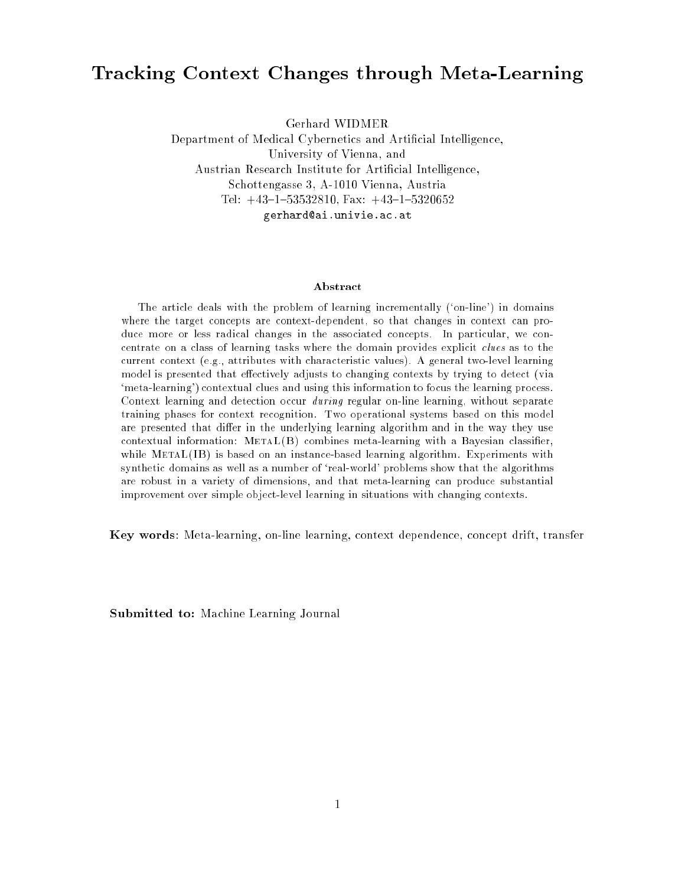# Tracking Context Changes through Meta-Learning

Gerhard WIDMER
Department of Medical Cybernetics and Artificial Intelligence,
University of Vienna, and
Austrian Research Institute for Artificial Intelligence,
Schottengasse 3, A-1010 Vienna, Austria
Tel: +43–1–53532810, Fax: +43–1–5320652
gerhard@ai.univie.ac.at

### Abstract

The article deals with the problem of learning incrementally ('on-line') in domains where the target concepts are context-dependent, so that changes in context can produce more or less radical changes in the associated concepts. In particular, we concentrate on a class of learning tasks where the domain provides explicit *clues* as to the current context (e.g., attributes with characteristic values). A general two-level learning model is presented that effectively adjusts to changing contexts by trying to detect (via 'meta-learning') contextual clues and using this information to focus the learning process. Context learning and detection occur *during* regular on-line learning, without separate training phases for context recognition. Two operational systems based on this model are presented that differ in the underlying learning algorithm and in the way they use contextual information: MetaL(B) combines meta-learning with a Bayesian classifier, while MetaL(IB) is based on an instance-based learning algorithm. Experiments with synthetic domains as well as a number of 'real-world' problems show that the algorithms are robust in a variety of dimensions, and that meta-learning can produce substantial improvement over simple object-level learning in situations with changing contexts.

**Key words**: Meta-learning, on-line learning, context dependence, concept drift, transfer

**Submitted to:** Machine Learning Journal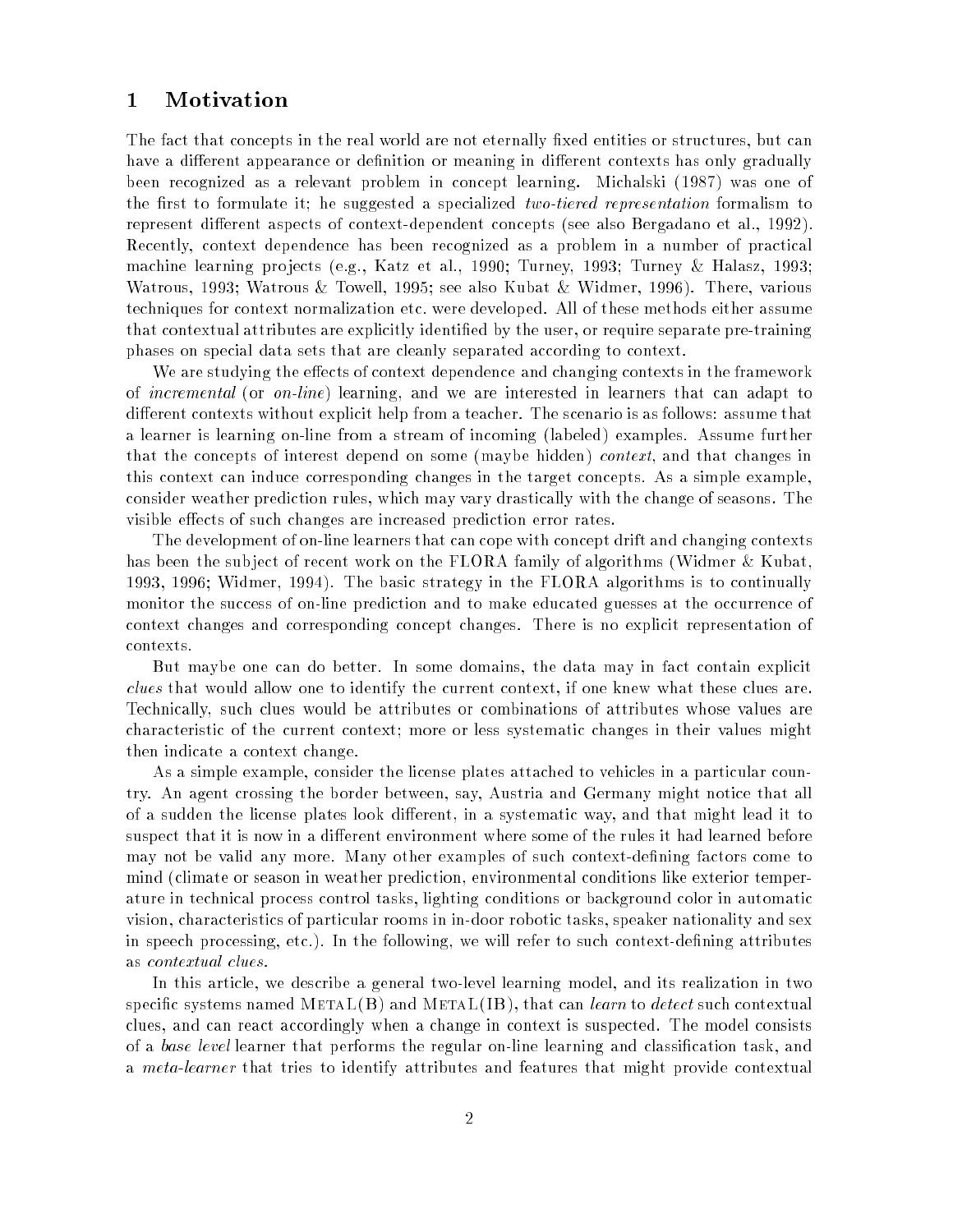## 1 Motivation

The fact that concepts in the real world are not eternally fixed entities or structures, but can have a different appearance or definition or meaning in different contexts has only gradually been recognized as a relevant problem in concept learning. Michalski (1987) was one of the first to formulate it; he suggested a specialized *two-tiered representation* formalism to represent different aspects of context-dependent concepts (see also Bergadano et al., 1992). Recently, context dependence has been recognized as a problem in a number of practical machine learning projects (e.g., Katz et al., 1990; Turney, 1993; Turney & Halasz, 1993; Watrous, 1993; Watrous & Towell, 1995; see also Kubat & Widmer, 1996). There, various techniques for context normalization etc. were developed. All of these methods either assume that contextual attributes are explicitly identified by the user, or require separate pre-training phases on special data sets that are cleanly separated according to context.

We are studying the effects of context dependence and changing contexts in the framework of *incremental* (or *on-line*) learning, and we are interested in learners that can adapt to different contexts without explicit help from a teacher. The scenario is as follows: assume that a learner is learning on-line from a stream of incoming (labeled) examples. Assume further that the concepts of interest depend on some (maybe hidden) *context*, and that changes in this context can induce corresponding changes in the target concepts. As a simple example, consider weather prediction rules, which may vary drastically with the change of seasons. The visible effects of such changes are increased prediction error rates.

The development of on-line learners that can cope with concept drift and changing contexts has been the subject of recent work on the FLORA family of algorithms (Widmer & Kubat, 1993, 1996; Widmer, 1994). The basic strategy in the FLORA algorithms is to continually monitor the success of on-line prediction and to make educated guesses at the occurrence of context changes and corresponding concept changes. There is no explicit representation of contexts.

But maybe one can do better. In some domains, the data may in fact contain explicit *clues* that would allow one to identify the current context, if one knew what these clues are. Technically, such clues would be attributes or combinations of attributes whose values are characteristic of the current context; more or less systematic changes in their values might then indicate a context change.

As a simple example, consider the license plates attached to vehicles in a particular country. An agent crossing the border between, say, Austria and Germany might notice that all of a sudden the license plates look different, in a systematic way, and that might lead it to suspect that it is now in a different environment where some of the rules it had learned before may not be valid any more. Many other examples of such context-defining factors come to mind (climate or season in weather prediction, environmental conditions like exterior temperature in technical process control tasks, lighting conditions or background color in automatic vision, characteristics of particular rooms in in-door robotic tasks, speaker nationality and sex in speech processing, etc.). In the following, we will refer to such context-defining attributes as *contextual clues*.

In this article, we describe a general two-level learning model, and its realization in two specific systems named METAL(B) and METAL(IB), that can *learn* to *detect* such contextual clues, and can react accordingly when a change in context is suspected. The model consists of a *base level* learner that performs the regular on-line learning and classification task, and a *meta-learner* that tries to identify attributes and features that might provide contextual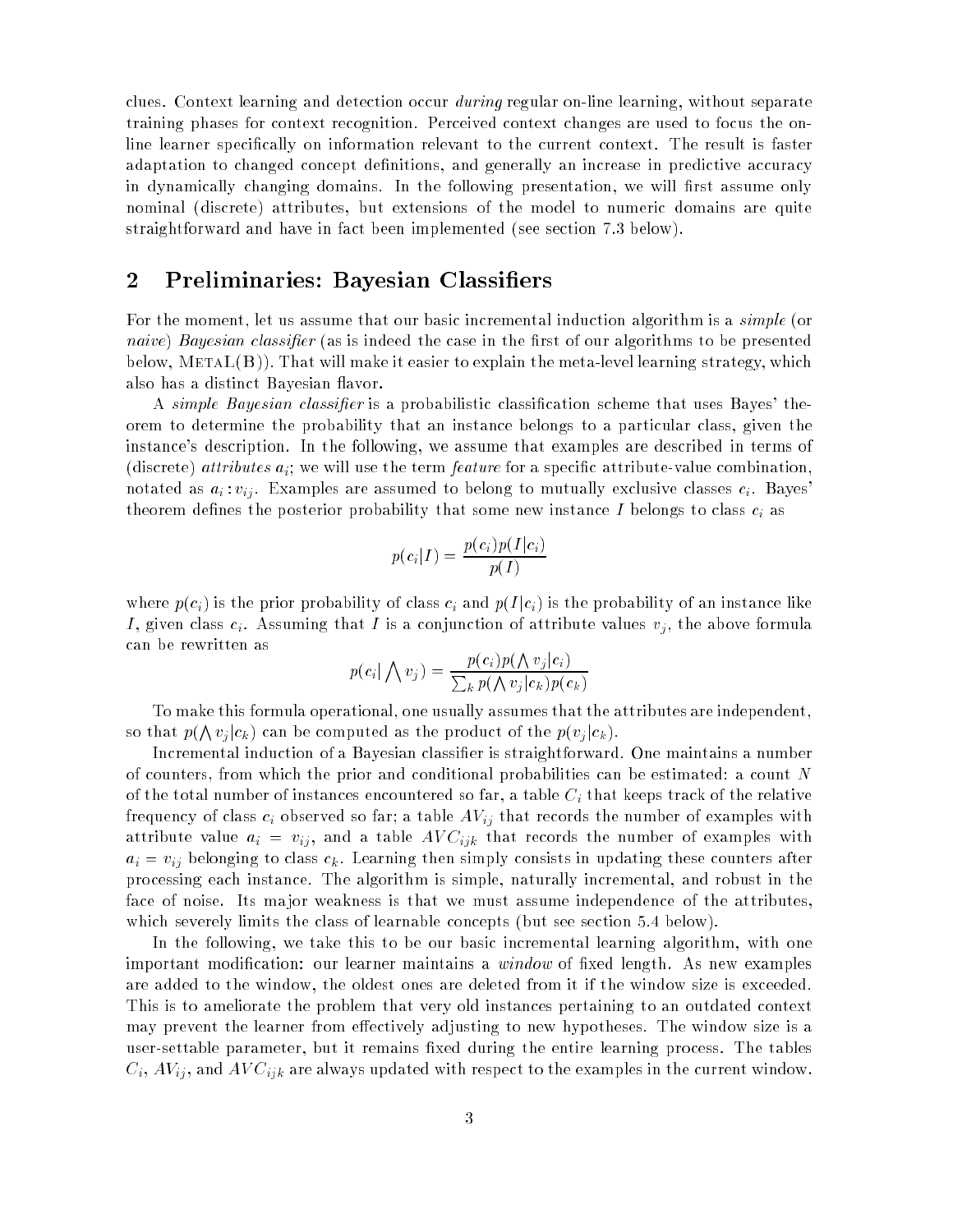clues. Context learning and detection occur *during* regular on-line learning, without separate training phases for context recognition. Perceived context changes are used to focus the on-line learner specifically on information relevant to the current context. The result is faster adaptation to changed concept definitions, and generally an increase in predictive accuracy in dynamically changing domains. In the following presentation, we will first assume only nominal (discrete) attributes, but extensions of the model to numeric domains are quite straightforward and have in fact been implemented (see section 7.3 below).

## 2 Preliminaries: Bayesian Classifiers

For the moment, let us assume that our basic incremental induction algorithm is a *simple* (or *naive*) *Bayesian classifier* (as is indeed the case in the first of our algorithms to be presented below, METAL(B)). That will make it easier to explain the meta-level learning strategy, which also has a distinct Bayesian flavor.

A *simple Bayesian classifier* is a probabilistic classification scheme that uses Bayes' theorem to determine the probability that an instance belongs to a particular class, given the instance's description. In the following, we assume that examples are described in terms of (discrete) *attributes* $a_i$; we will use the term *feature* for a specific attribute-value combination, notated as $a_i : v_{ij}$. Examples are assumed to belong to mutually exclusive classes $c_i$. Bayes' theorem defines the posterior probability that some new instance $I$ belongs to class $c_i$ as

$$p(c_i|I) = \frac{p(c_i)p(I|c_i)}{p(I)}$$

where $p(c_i)$ is the prior probability of class $c_i$ and $p(I|c_i)$ is the probability of an instance like $I$, given class $c_i$. Assuming that $I$ is a conjunction of attribute values $v_j$, the above formula can be rewritten as

$$p(c_i|\bigwedge v_j) = \frac{p(c_i)p(\bigwedge v_j|c_i)}{\sum_k p(\bigwedge v_j|c_k)p(c_k)}$$

To make this formula operational, one usually assumes that the attributes are independent, so that $p(\bigwedge v_j|c_k)$ can be computed as the product of the $p(v_j|c_k)$.

Incremental induction of a Bayesian classifier is straightforward. One maintains a number of counters, from which the prior and conditional probabilities can be estimated: a count $N$ of the total number of instances encountered so far, a table $C_i$ that keeps track of the relative frequency of class $c_i$ observed so far; a table $AV_{ij}$ that records the number of examples with attribute value $a_i = v_{ij}$, and a table $AVC_{ijk}$ that records the number of examples with $a_i = v_{ij}$ belonging to class $c_k$. Learning then simply consists in updating these counters after processing each instance. The algorithm is simple, naturally incremental, and robust in the face of noise. Its major weakness is that we must assume independence of the attributes, which severely limits the class of learnable concepts (but see section 5.4 below).

In the following, we take this to be our basic incremental learning algorithm, with one important modification: our learner maintains a *window* of fixed length. As new examples are added to the window, the oldest ones are deleted from it if the window size is exceeded. This is to ameliorate the problem that very old instances pertaining to an outdated context may prevent the learner from effectively adjusting to new hypotheses. The window size is a user-settable parameter, but it remains fixed during the entire learning process. The tables $C_i$, $AV_{ij}$, and $AVC_{ijk}$ are always updated with respect to the examples in the current window.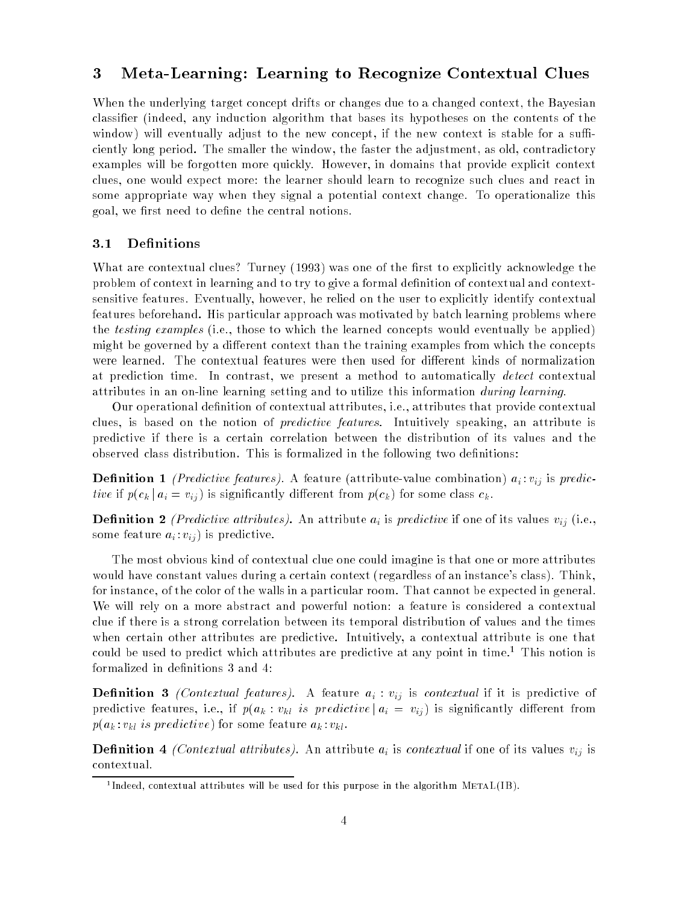## 3 Meta-Learning: Learning to Recognize Contextual Clues

When the underlying target concept drifts or changes due to a changed context, the Bayesian classifier (indeed, any induction algorithm that bases its hypotheses on the contents of the window) will eventually adjust to the new concept, if the new context is stable for a sufficiently long period. The smaller the window, the faster the adjustment, as old, contradictory examples will be forgotten more quickly. However, in domains that provide explicit context clues, one would expect more: the learner should learn to recognize such clues and react in some appropriate way when they signal a potential context change. To operationalize this goal, we first need to define the central notions.

### 3.1 Definitions

What are contextual clues? Turney (1993) was one of the first to explicitly acknowledge the problem of context in learning and to try to give a formal definition of contextual and context-sensitive features. Eventually, however, he relied on the user to explicitly identify contextual features beforehand. His particular approach was motivated by batch learning problems where the *testing examples* (i.e., those to which the learned concepts would eventually be applied) might be governed by a different context than the training examples from which the concepts were learned. The contextual features were then used for different kinds of normalization at prediction time. In contrast, we present a method to automatically *detect* contextual attributes in an on-line learning setting and to utilize this information *during learning*.

Our operational definition of contextual attributes, i.e., attributes that provide contextual clues, is based on the notion of *predictive features*. Intuitively speaking, an attribute is predictive if there is a certain correlation between the distribution of its values and the observed class distribution. This is formalized in the following two definitions:

**Definition 1** *(Predictive features).* A feature (attribute-value combination) $a_i : v_{ij}$ is *predictive* if $p(c_k \mid a_i = v_{ij})$ is significantly different from $p(c_k)$ for some class $c_k$.

**Definition 2** *(Predictive attributes).* An attribute $a_i$ is *predictive* if one of its values $v_{ij}$ (i.e., some feature $a_i : v_{ij}$) is predictive.

The most obvious kind of contextual clue one could imagine is that one or more attributes would have constant values during a certain context (regardless of an instance's class). Think, for instance, of the color of the walls in a particular room. That cannot be expected in general. We will rely on a more abstract and powerful notion: a feature is considered a contextual clue if there is a strong correlation between its temporal distribution of values and the times when certain other attributes are predictive. Intuitively, a contextual attribute is one that could be used to predict which attributes are predictive at any point in time.[1] This notion is formalized in definitions 3 and 4:

**Definition 3** *(Contextual features).* A feature $a_i : v_{ij}$ is *contextual* if it is predictive of predictive features, i.e., if $p(a_k : v_{kl} \; is \; predictive \mid a_i = v_{ij})$ is significantly different from $p(a_k : v_{kl} \; is \; predictive)$ for some feature $a_k : v_{kl}$.

**Definition 4** *(Contextual attributes).* An attribute $a_i$ is *contextual* if one of its values $v_{ij}$ is contextual.

[1] Indeed, contextual attributes will be used for this purpose in the algorithm METAL(IB).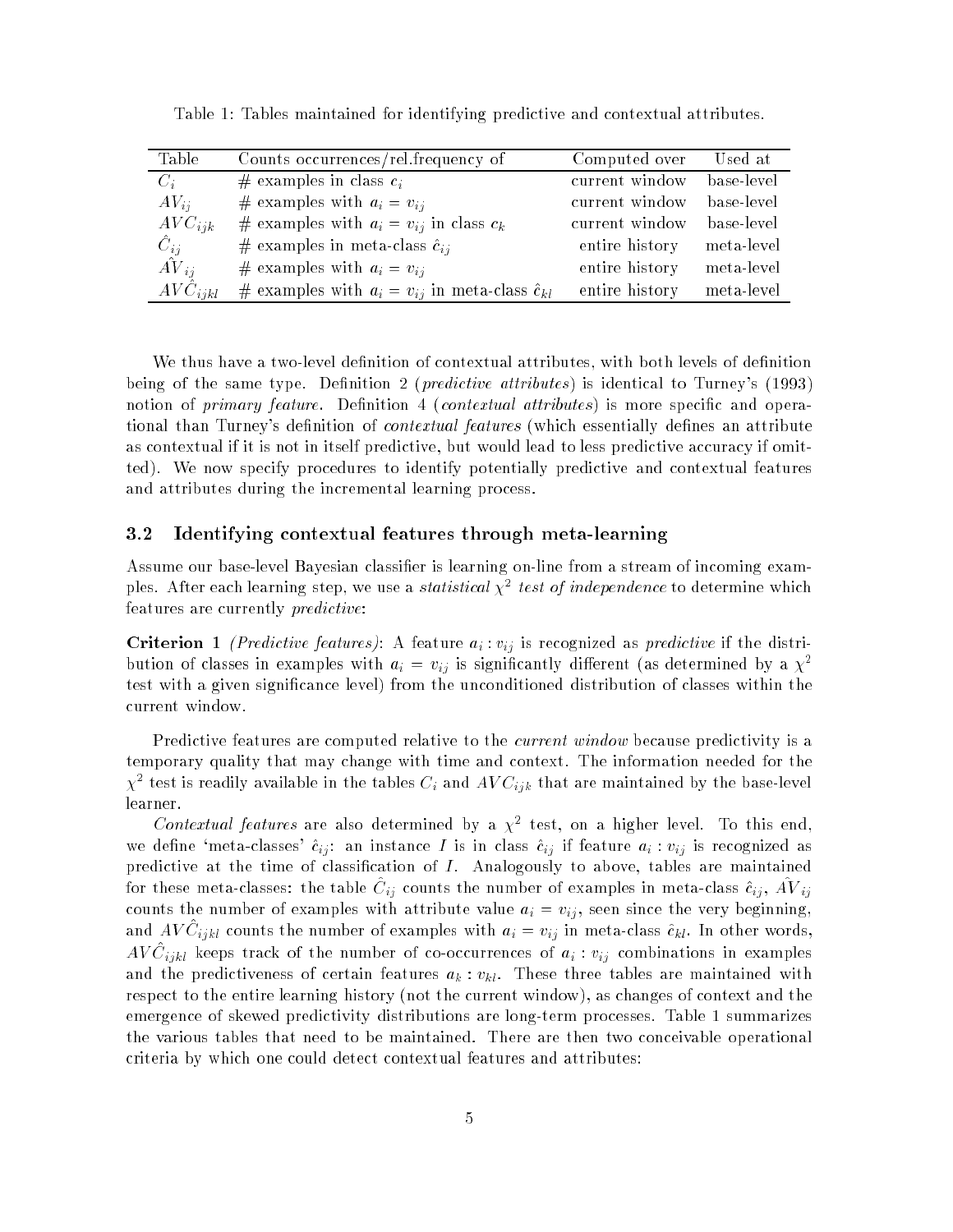Table 1: Tables maintained for identifying predictive and contextual attributes.

| Table | Counts occurrences/rel.frequency of | Computed over | Used at |
|---|---|---|---|
| $C_i$ | # examples in class $c_i$ | current window | base-level |
| $AV_{ij}$ | # examples with $a_i = v_{ij}$ | current window | base-level |
| $AVC_{ijk}$ | # examples with $a_i = v_{ij}$ in class $c_k$ | current window | base-level |
| $\hat{C}_{ij}$ | # examples in meta-class $\hat{c}_{ij}$ | entire history | meta-level |
| $\hat{AV}_{ij}$ | # examples with $a_i = v_{ij}$ | entire history | meta-level |
| $AV\hat{C}_{ijkl}$ | # examples with $a_i = v_{ij}$ in meta-class $\hat{c}_{kl}$ | entire history | meta-level |

We thus have a two-level definition of contextual attributes, with both levels of definition being of the same type. Definition 2 (*predictive attributes*) is identical to Turney's (1993) notion of *primary feature*. Definition 4 (*contextual attributes*) is more specific and operational than Turney's definition of *contextual features* (which essentially defines an attribute as contextual if it is not in itself predictive, but would lead to less predictive accuracy if omitted). We now specify procedures to identify potentially predictive and contextual features and attributes during the incremental learning process.

### 3.2 Identifying contextual features through meta-learning

Assume our base-level Bayesian classifier is learning on-line from a stream of incoming examples. After each learning step, we use a *statistical $\chi^2$ test of independence* to determine which features are currently *predictive*:

**Criterion 1** *(Predictive features)*: A feature $a_i : v_{ij}$ is recognized as *predictive* if the distribution of classes in examples with $a_i = v_{ij}$ is significantly different (as determined by a $\chi^2$ test with a given significance level) from the unconditioned distribution of classes within the current window.

Predictive features are computed relative to the *current window* because predictivity is a temporary quality that may change with time and context. The information needed for the $\chi^2$ test is readily available in the tables $C_i$ and $AVC_{ijk}$ that are maintained by the base-level learner.

*Contextual features* are also determined by a $\chi^2$ test, on a higher level. To this end, we define 'meta-classes' $\hat{c}_{ij}$: an instance $I$ is in class $\hat{c}_{ij}$ if feature $a_i : v_{ij}$ is recognized as predictive at the time of classification of $I$. Analogously to above, tables are maintained for these meta-classes: the table $\hat{C}_{ij}$ counts the number of examples in meta-class $\hat{c}_{ij}$, $\hat{AV}_{ij}$ counts the number of examples with attribute value $a_i = v_{ij}$, seen since the very beginning, and $AV\hat{C}_{ijkl}$ counts the number of examples with $a_i = v_{ij}$ in meta-class $\hat{c}_{kl}$. In other words, $AV\hat{C}_{ijkl}$ keeps track of the number of co-occurrences of $a_i : v_{ij}$ combinations in examples and the predictiveness of certain features $a_k : v_{kl}$. These three tables are maintained with respect to the entire learning history (not the current window), as changes of context and the emergence of skewed predictivity distributions are long-term processes. Table 1 summarizes the various tables that need to be maintained. There are then two conceivable operational criteria by which one could detect contextual features and attributes: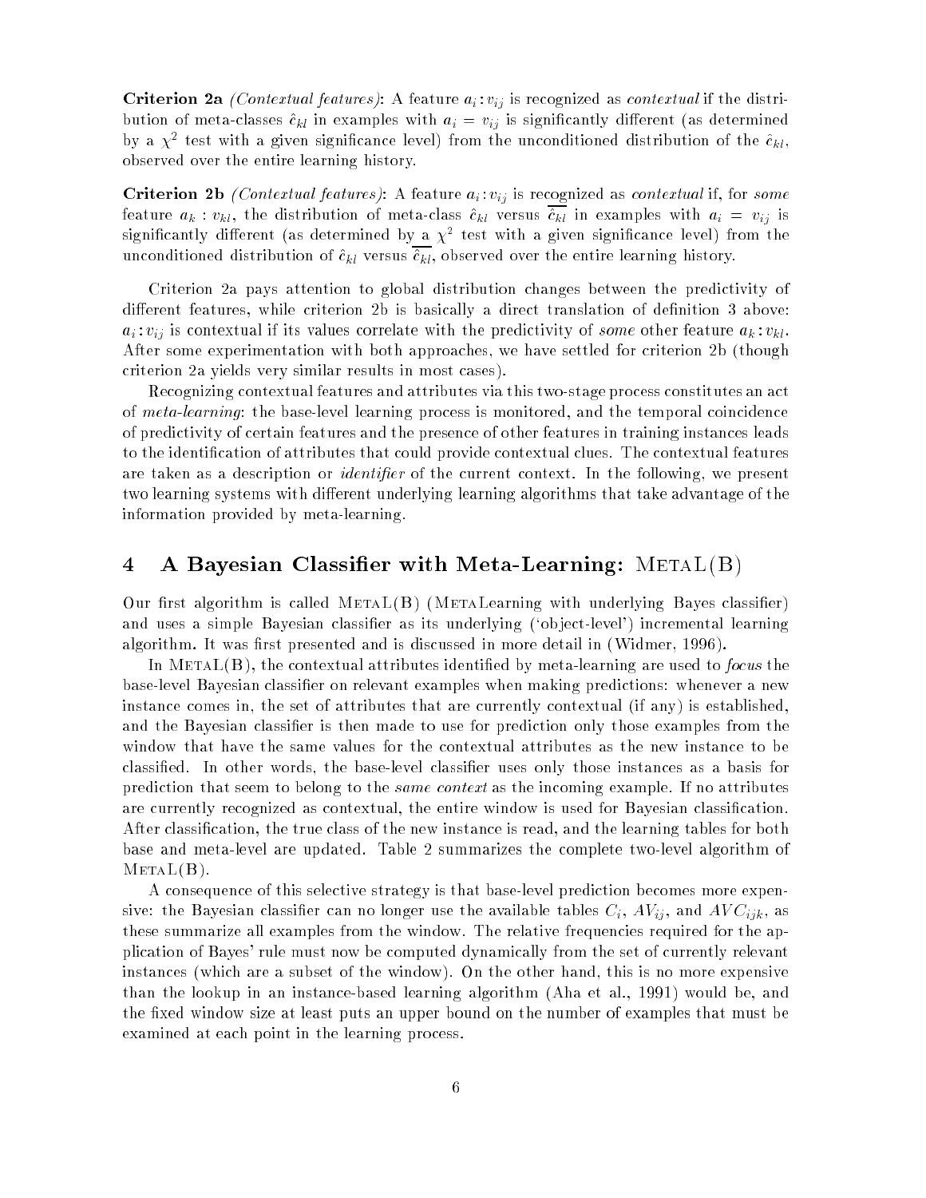**Criterion 2a** *(Contextual features)*: A feature $a_i : v_{ij}$ is recognized as *contextual* if the distribution of meta-classes $\hat{c}_{kl}$ in examples with $a_i = v_{ij}$ is significantly different (as determined by a $\chi^2$ test with a given significance level) from the unconditioned distribution of the $\hat{c}_{kl}$, observed over the entire learning history.

**Criterion 2b** *(Contextual features)*: A feature $a_i : v_{ij}$ is recognized as *contextual* if, for *some* feature $a_k : v_{kl}$, the distribution of meta-class $\hat{c}_{kl}$ versus $\overline{\hat{c}_{kl}}$ in examples with $a_i = v_{ij}$ is significantly different (as determined by a $\chi^2$ test with a given significance level) from the unconditioned distribution of $\hat{c}_{kl}$ versus $\overline{\hat{c}_{kl}}$, observed over the entire learning history.

Criterion 2a pays attention to global distribution changes between the predictivity of different features, while criterion 2b is basically a direct translation of definition 3 above: $a_i : v_{ij}$ is contextual if its values correlate with the predictivity of *some* other feature $a_k : v_{kl}$. After some experimentation with both approaches, we have settled for criterion 2b (though criterion 2a yields very similar results in most cases).

Recognizing contextual features and attributes via this two-stage process constitutes an act of *meta-learning*: the base-level learning process is monitored, and the temporal coincidence of predictivity of certain features and the presence of other features in training instances leads to the identification of attributes that could provide contextual clues. The contextual features are taken as a description or *identifier* of the current context. In the following, we present two learning systems with different underlying learning algorithms that take advantage of the information provided by meta-learning.

## 4 A Bayesian Classifier with Meta-Learning: MetaL(B)

Our first algorithm is called MetaL(B) (MetaLearning with underlying Bayes classifier) and uses a simple Bayesian classifier as its underlying ('object-level') incremental learning algorithm. It was first presented and is discussed in more detail in (Widmer, 1996).

In MetaL(B), the contextual attributes identified by meta-learning are used to *focus* the base-level Bayesian classifier on relevant examples when making predictions: whenever a new instance comes in, the set of attributes that are currently contextual (if any) is established, and the Bayesian classifier is then made to use for prediction only those examples from the window that have the same values for the contextual attributes as the new instance to be classified. In other words, the base-level classifier uses only those instances as a basis for prediction that seem to belong to the *same context* as the incoming example. If no attributes are currently recognized as contextual, the entire window is used for Bayesian classification. After classification, the true class of the new instance is read, and the learning tables for both base and meta-level are updated. Table 2 summarizes the complete two-level algorithm of MetaL(B).

A consequence of this selective strategy is that base-level prediction becomes more expensive: the Bayesian classifier can no longer use the available tables $C_i$, $AV_{ij}$, and $AVC_{ijk}$, as these summarize all examples from the window. The relative frequencies required for the application of Bayes' rule must now be computed dynamically from the set of currently relevant instances (which are a subset of the window). On the other hand, this is no more expensive than the lookup in an instance-based learning algorithm (Aha et al., 1991) would be, and the fixed window size at least puts an upper bound on the number of examples that must be examined at each point in the learning process.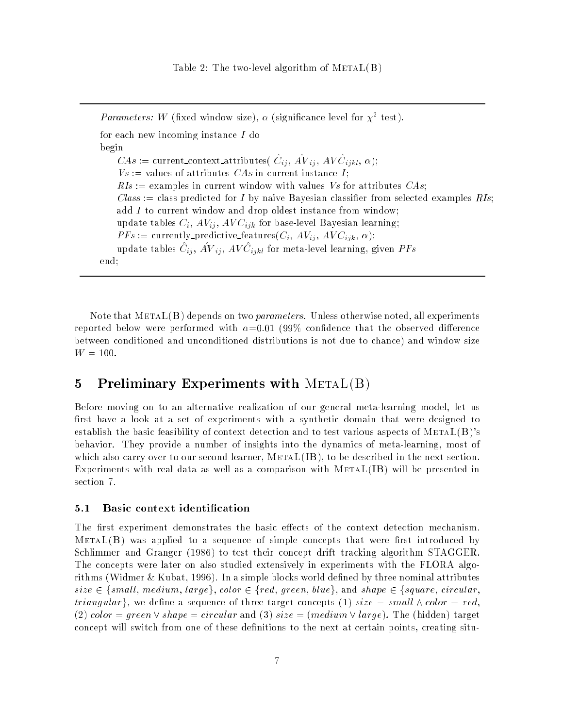Table 2: The two-level algorithm of METAL(B)

```
Parameters: W (fixed window size), α (significance level for χ² test).

for each new incoming instance I do
begin
    CAs := current_context_attributes( Ĉ_ij, ÂV_ij, AVĈ_ijkl, α);
    Vs := values of attributes CAs in current instance I;
    RIs := examples in current window with values Vs for attributes CAs;
    Class := class predicted for I by naive Bayesian classifier from selected examples RIs;
    add I to current window and drop oldest instance from window;
    update tables C_i, AV_ij, AVC_ijk for base-level Bayesian learning;
    PFs := currently_predictive_features(C_i, AV_ij, AVC_ijk, α);
    update tables Ĉ_ij, ÂV_ij, AVĈ_ijkl for meta-level learning, given PFs
end;
```

Note that METAL(B) depends on two *parameters*. Unless otherwise noted, all experiments reported below were performed with $\alpha$=0.01 (99% confidence that the observed difference between conditioned and unconditioned distributions is not due to chance) and window size $W = 100$.

## 5 Preliminary Experiments with METAL(B)

Before moving on to an alternative realization of our general meta-learning model, let us first have a look at a set of experiments with a synthetic domain that were designed to establish the basic feasibility of context detection and to test various aspects of METAL(B)'s behavior. They provide a number of insights into the dynamics of meta-learning, most of which also carry over to our second learner, METAL(IB), to be described in the next section. Experiments with real data as well as a comparison with METAL(IB) will be presented in section 7.

### 5.1 Basic context identification

The first experiment demonstrates the basic effects of the context detection mechanism. METAL(B) was applied to a sequence of simple concepts that were first introduced by Schlimmer and Granger (1986) to test their concept drift tracking algorithm STAGGER. The concepts were later on also studied extensively in experiments with the FLORA algorithms (Widmer & Kubat, 1996). In a simple blocks world defined by three nominal attributes $size \in \{small, medium, large\}$, $color \in \{red, green, blue\}$, and $shape \in \{square, circular, triangular\}$, we define a sequence of three target concepts (1) $size = small \wedge color = red$, (2) $color = green \vee shape = circular$ and (3) $size = (medium \vee large)$. The (hidden) target concept will switch from one of these definitions to the next at certain points, creating situ-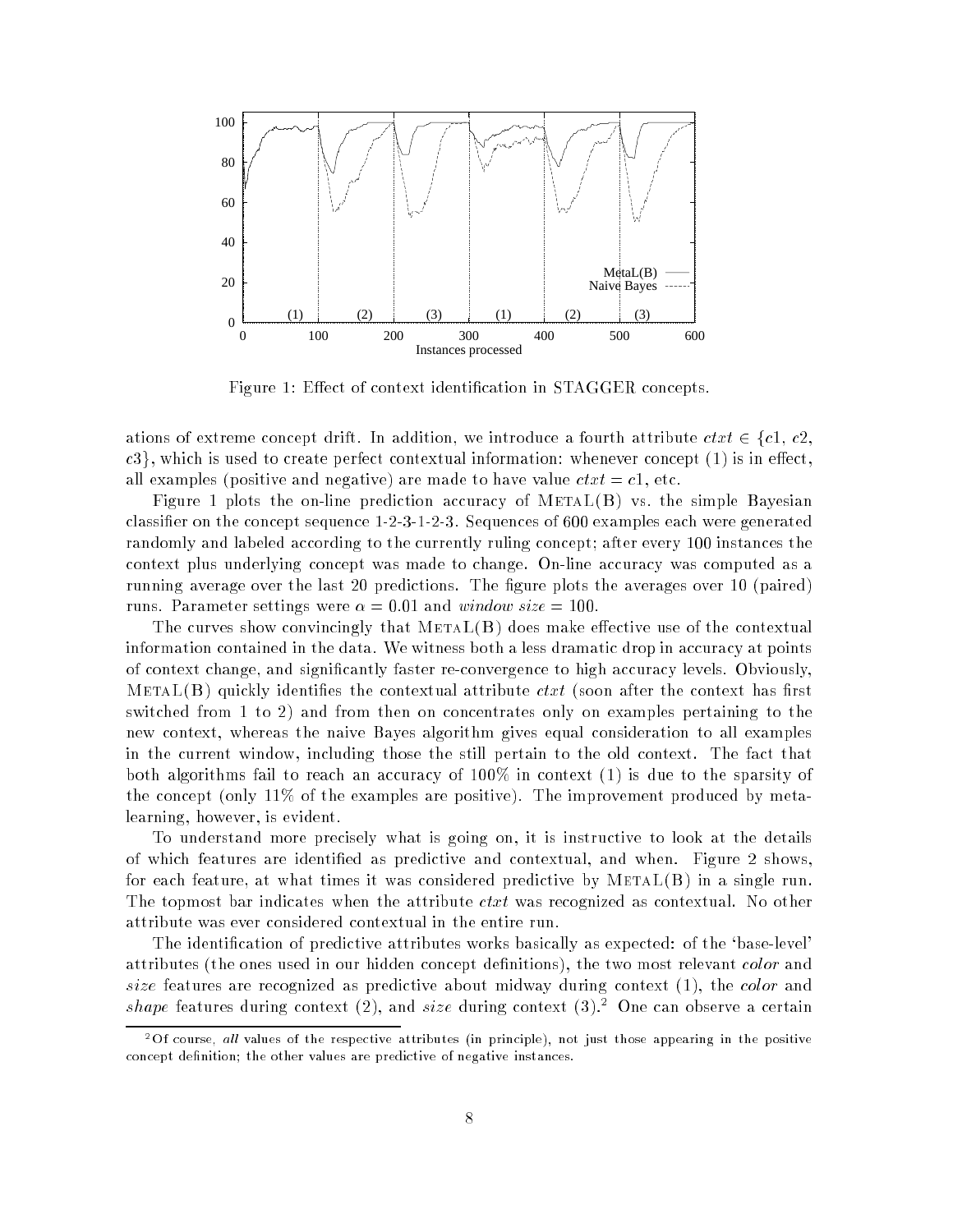Figure 1: Effect of context identification in STAGGER concepts.

ations of extreme concept drift. In addition, we introduce a fourth attribute $ctxt \in \{c1, c2, c3\}$, which is used to create perfect contextual information: whenever concept (1) is in effect, all examples (positive and negative) are made to have value $ctxt = c1$, etc.

Figure 1 plots the on-line prediction accuracy of MetaL(B) vs. the simple Bayesian classifier on the concept sequence 1-2-3-1-2-3. Sequences of 600 examples each were generated randomly and labeled according to the currently ruling concept; after every 100 instances the context plus underlying concept was made to change. On-line accuracy was computed as a running average over the last 20 predictions. The figure plots the averages over 10 (paired) runs. Parameter settings were $\alpha = 0.01$ and *window size* = 100.

The curves show convincingly that MetaL(B) does make effective use of the contextual information contained in the data. We witness both a less dramatic drop in accuracy at points of context change, and significantly faster re-convergence to high accuracy levels. Obviously, MetaL(B) quickly identifies the contextual attribute *ctxt* (soon after the context has first switched from 1 to 2) and from then on concentrates only on examples pertaining to the new context, whereas the naive Bayes algorithm gives equal consideration to all examples in the current window, including those the still pertain to the old context. The fact that both algorithms fail to reach an accuracy of 100% in context (1) is due to the sparsity of the concept (only 11% of the examples are positive). The improvement produced by meta-learning, however, is evident.

To understand more precisely what is going on, it is instructive to look at the details of which features are identified as predictive and contextual, and when. Figure 2 shows, for each feature, at what times it was considered predictive by MetaL(B) in a single run. The topmost bar indicates when the attribute *ctxt* was recognized as contextual. No other attribute was ever considered contextual in the entire run.

The identification of predictive attributes works basically as expected: of the 'base-level' attributes (the ones used in our hidden concept definitions), the two most relevant *color* and *size* features are recognized as predictive about midway during context (1), the *color* and *shape* features during context (2), and *size* during context (3).[2] One can observe a certain

[2] Of course, *all* values of the respective attributes (in principle), not just those appearing in the positive concept definition; the other values are predictive of negative instances.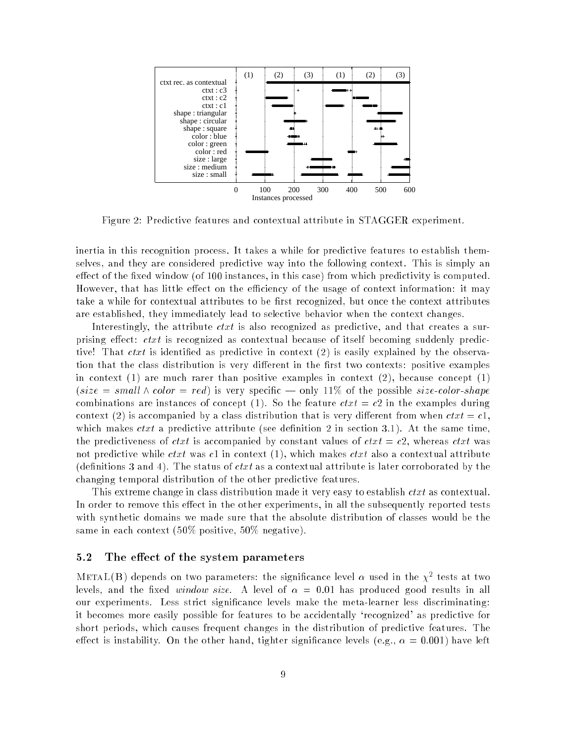Figure 2: Predictive features and contextual attribute in STAGGER experiment.

inertia in this recognition process. It takes a while for predictive features to establish themselves, and they are considered predictive way into the following context. This is simply an effect of the fixed window (of 100 instances, in this case) from which predictivity is computed. However, that has little effect on the efficiency of the usage of context information: it may take a while for contextual attributes to be first recognized, but once the context attributes are established, they immediately lead to selective behavior when the context changes.

Interestingly, the attribute *ctxt* is also recognized as predictive, and that creates a surprising effect: *ctxt* is recognized as contextual because of itself becoming suddenly predictive! That *ctxt* is identified as predictive in context (2) is easily explained by the observation that the class distribution is very different in the first two contexts: positive examples in context (1) are much rarer than positive examples in context (2), because concept (1) ($size = small \wedge color = red$) is very specific — only 11% of the possible *size-color-shape* combinations are instances of concept (1). So the feature $ctxt = c2$ in the examples during context (2) is accompanied by a class distribution that is very different from when $ctxt = c1$, which makes *ctxt* a predictive attribute (see definition 2 in section 3.1). At the same time, the predictiveness of *ctxt* is accompanied by constant values of $ctxt = c2$, whereas *ctxt* was not predictive while *ctxt* was $c1$ in context (1), which makes *ctxt* also a contextual attribute (definitions 3 and 4). The status of *ctxt* as a contextual attribute is later corroborated by the changing temporal distribution of the other predictive features.

This extreme change in class distribution made it very easy to establish *ctxt* as contextual. In order to remove this effect in the other experiments, in all the subsequently reported tests with synthetic domains we made sure that the absolute distribution of classes would be the same in each context (50% positive, 50% negative).

### 5.2 The effect of the system parameters

METAL(B) depends on two parameters: the significance level $\alpha$ used in the $\chi^2$ tests at two levels, and the fixed *window size*. A level of $\alpha = 0.01$ has produced good results in all our experiments. Less strict significance levels make the meta-learner less discriminating: it becomes more easily possible for features to be accidentally 'recognized' as predictive for short periods, which causes frequent changes in the distribution of predictive features. The effect is instability. On the other hand, tighter significance levels (e.g., $\alpha = 0.001$) have left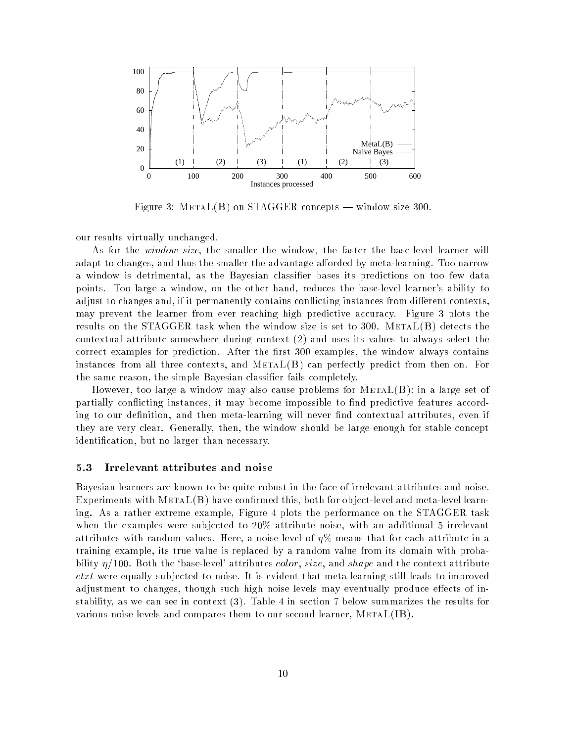Figure 3: METAL(B) on STAGGER concepts — window size 300.

our results virtually unchanged.

As for the *window size*, the smaller the window, the faster the base-level learner will adapt to changes, and thus the smaller the advantage afforded by meta-learning. Too narrow a window is detrimental, as the Bayesian classifier bases its predictions on too few data points. Too large a window, on the other hand, reduces the base-level learner's ability to adjust to changes and, if it permanently contains conflicting instances from different contexts, may prevent the learner from ever reaching high predictive accuracy. Figure 3 plots the results on the STAGGER task when the window size is set to 300. METAL(B) detects the contextual attribute somewhere during context (2) and uses its values to always select the correct examples for prediction. After the first 300 examples, the window always contains instances from all three contexts, and METAL(B) can perfectly predict from then on. For the same reason, the simple Bayesian classifier fails completely.

However, too large a window may also cause problems for METAL(B): in a large set of partially conflicting instances, it may become impossible to find predictive features according to our definition, and then meta-learning will never find contextual attributes, even if they are very clear. Generally, then, the window should be large enough for stable concept identification, but no larger than necessary.

### 5.3 Irrelevant attributes and noise

Bayesian learners are known to be quite robust in the face of irrelevant attributes and noise. Experiments with METAL(B) have confirmed this, both for object-level and meta-level learning. As a rather extreme example, Figure 4 plots the performance on the STAGGER task when the examples were subjected to 20% attribute noise, with an additional 5 irrelevant attributes with random values. Here, a noise level of $\eta$% means that for each attribute in a training example, its true value is replaced by a random value from its domain with probability $\eta/100$. Both the 'base-level' attributes *color*, *size*, and *shape* and the context attribute *ctxt* were equally subjected to noise. It is evident that meta-learning still leads to improved adjustment to changes, though such high noise levels may eventually produce effects of instability, as we can see in context (3). Table 4 in section 7 below summarizes the results for various noise levels and compares them to our second learner, METAL(IB).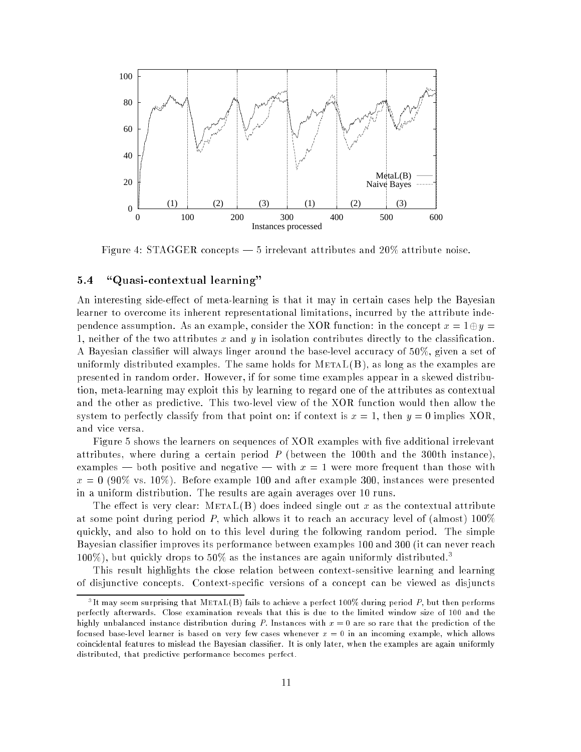Figure 4: STAGGER concepts — 5 irrelevant attributes and 20% attribute noise.

### 5.4 "Quasi-contextual learning"

An interesting side-effect of meta-learning is that it may in certain cases help the Bayesian learner to overcome its inherent representational limitations, incurred by the attribute independence assumption. As an example, consider the XOR function: in the concept $x = 1 \oplus y = 1$, neither of the two attributes $x$ and $y$ in isolation contributes directly to the classification. A Bayesian classifier will always linger around the base-level accuracy of 50%, given a set of uniformly distributed examples. The same holds for MetaL(B), as long as the examples are presented in random order. However, if for some time examples appear in a skewed distribution, meta-learning may exploit this by learning to regard one of the attributes as contextual and the other as predictive. This two-level view of the XOR function would then allow the system to perfectly classify from that point on: if context is $x = 1$, then $y = 0$ implies XOR, and vice versa.

Figure 5 shows the learners on sequences of XOR examples with five additional irrelevant attributes, where during a certain period $P$ (between the 100th and the 300th instance), examples — both positive and negative — with $x = 1$ were more frequent than those with $x = 0$ (90% vs. 10%). Before example 100 and after example 300, instances were presented in a uniform distribution. The results are again averages over 10 runs.

The effect is very clear: MetaL(B) does indeed single out $x$ as the contextual attribute at some point during period $P$, which allows it to reach an accuracy level of (almost) 100% quickly, and also to hold on to this level during the following random period. The simple Bayesian classifier improves its performance between examples 100 and 300 (it can never reach 100%), but quickly drops to 50% as the instances are again uniformly distributed.[3]

This result highlights the close relation between context-sensitive learning and learning of disjunctive concepts. Context-specific versions of a concept can be viewed as disjuncts

[3] It may seem surprising that MetaL(B) fails to achieve a perfect 100% during period $P$, but then performs perfectly afterwards. Close examination reveals that this is due to the limited window size of 100 and the highly unbalanced instance distribution during $P$. Instances with $x = 0$ are so rare that the prediction of the focused base-level learner is based on very few cases whenever $x = 0$ in an incoming example, which allows coincidental features to mislead the Bayesian classifier. It is only later, when the examples are again uniformly distributed, that predictive performance becomes perfect.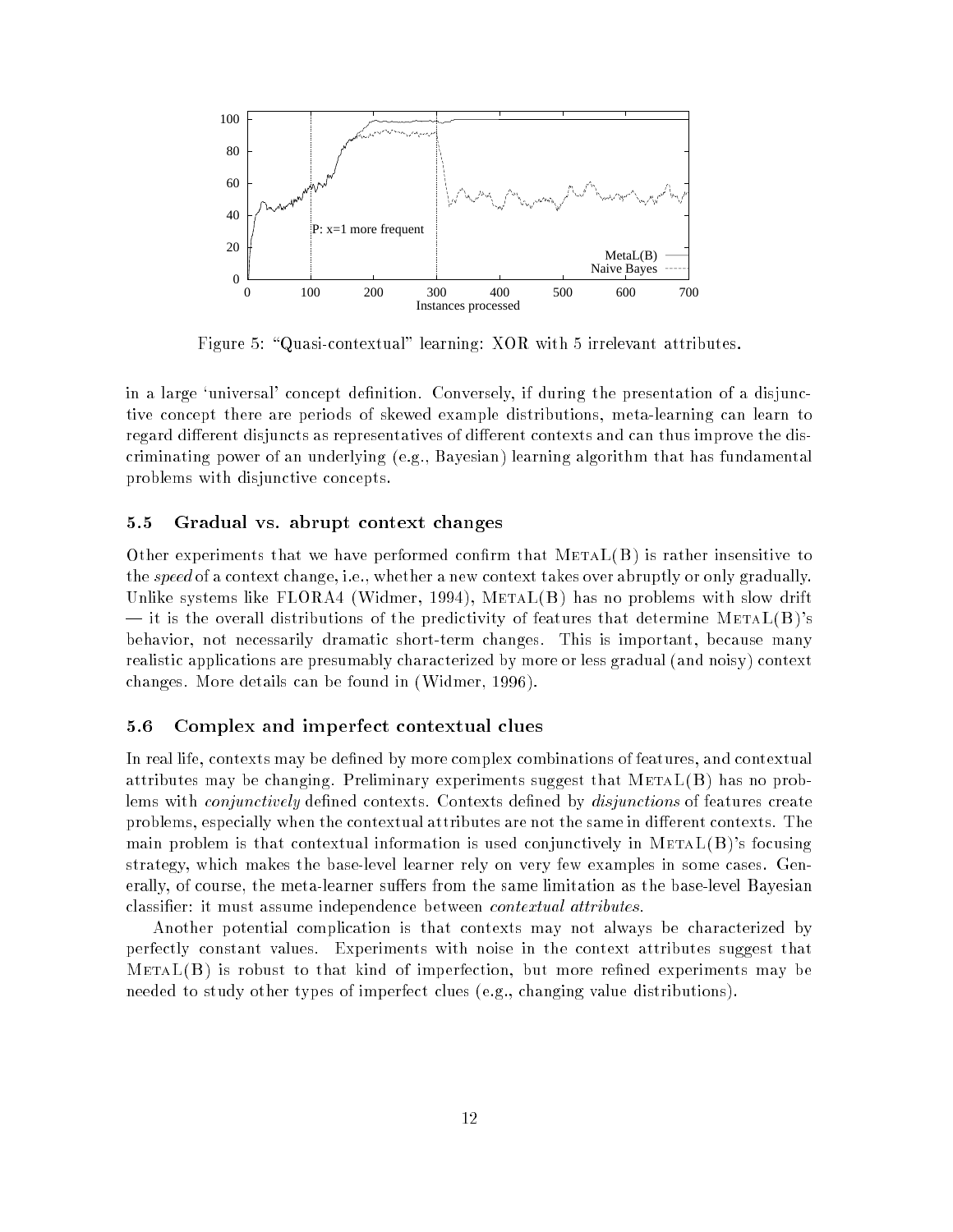Figure 5: "Quasi-contextual" learning: XOR with 5 irrelevant attributes.

in a large 'universal' concept definition. Conversely, if during the presentation of a disjunctive concept there are periods of skewed example distributions, meta-learning can learn to regard different disjuncts as representatives of different contexts and can thus improve the discriminating power of an underlying (e.g., Bayesian) learning algorithm that has fundamental problems with disjunctive concepts.

### 5.5 Gradual vs. abrupt context changes

Other experiments that we have performed confirm that MetaL(B) is rather insensitive to the *speed* of a context change, i.e., whether a new context takes over abruptly or only gradually. Unlike systems like FLORA4 (Widmer, 1994), MetaL(B) has no problems with slow drift — it is the overall distributions of the predictivity of features that determine MetaL(B)'s behavior, not necessarily dramatic short-term changes. This is important, because many realistic applications are presumably characterized by more or less gradual (and noisy) context changes. More details can be found in (Widmer, 1996).

### 5.6 Complex and imperfect contextual clues

In real life, contexts may be defined by more complex combinations of features, and contextual attributes may be changing. Preliminary experiments suggest that MetaL(B) has no problems with *conjunctively* defined contexts. Contexts defined by *disjunctions* of features create problems, especially when the contextual attributes are not the same in different contexts. The main problem is that contextual information is used conjunctively in MetaL(B)'s focusing strategy, which makes the base-level learner rely on very few examples in some cases. Generally, of course, the meta-learner suffers from the same limitation as the base-level Bayesian classifier: it must assume independence between *contextual attributes*.

Another potential complication is that contexts may not always be characterized by perfectly constant values. Experiments with noise in the context attributes suggest that MetaL(B) is robust to that kind of imperfection, but more refined experiments may be needed to study other types of imperfect clues (e.g., changing value distributions).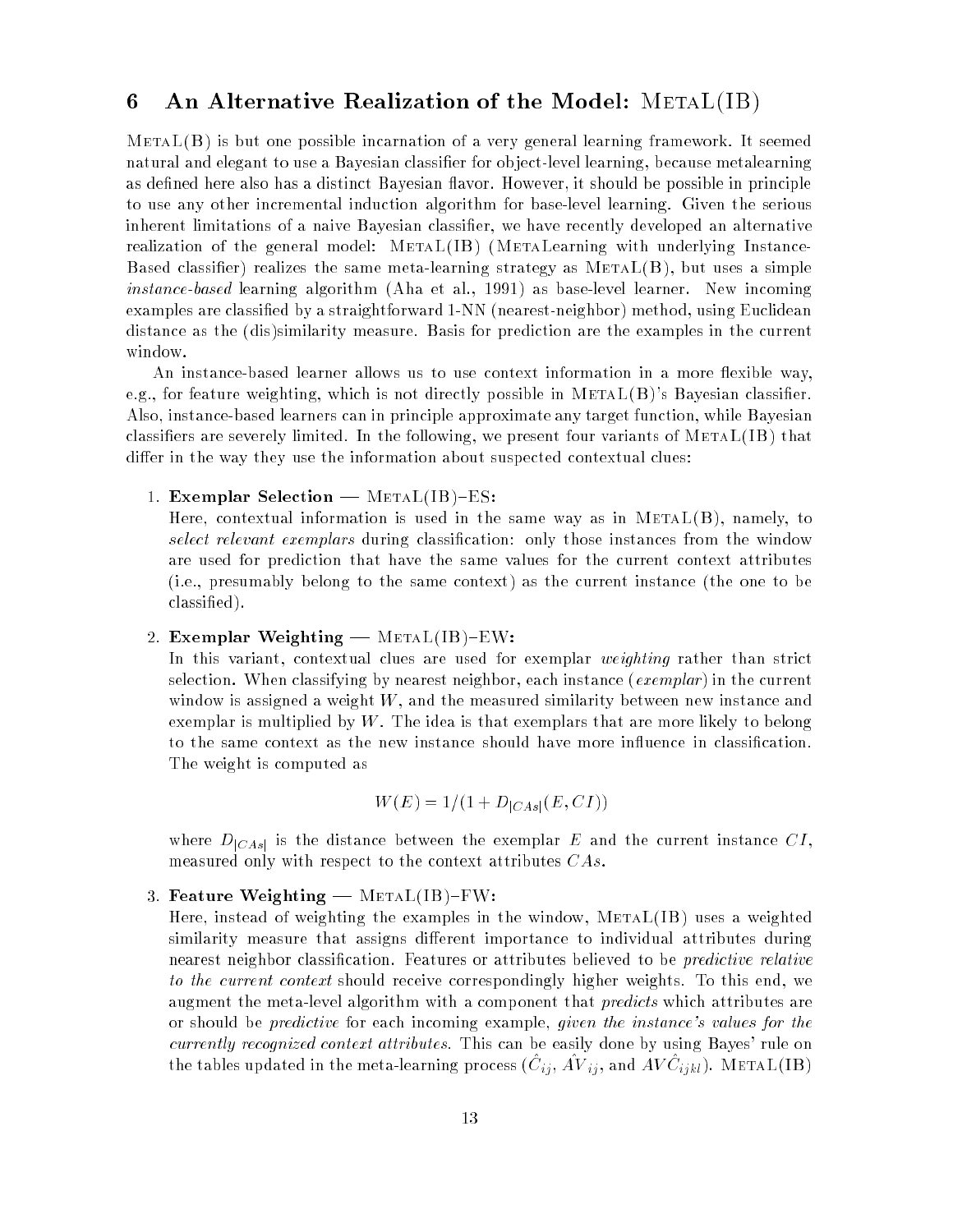## 6 An Alternative Realization of the Model: MetaL(IB)

MetaL(B) is but one possible incarnation of a very general learning framework. It seemed natural and elegant to use a Bayesian classifier for object-level learning, because metalearning as defined here also has a distinct Bayesian flavor. However, it should be possible in principle to use any other incremental induction algorithm for base-level learning. Given the serious inherent limitations of a naive Bayesian classifier, we have recently developed an alternative realization of the general model: MetaL(IB) (MetaLearning with underlying Instance-Based classifier) realizes the same meta-learning strategy as MetaL(B), but uses a simple *instance-based* learning algorithm (Aha et al., 1991) as base-level learner. New incoming examples are classified by a straightforward 1-NN (nearest-neighbor) method, using Euclidean distance as the (dis)similarity measure. Basis for prediction are the examples in the current window.

An instance-based learner allows us to use context information in a more flexible way, e.g., for feature weighting, which is not directly possible in MetaL(B)'s Bayesian classifier. Also, instance-based learners can in principle approximate any target function, while Bayesian classifiers are severely limited. In the following, we present four variants of MetaL(IB) that differ in the way they use the information about suspected contextual clues:

1. **Exemplar Selection — MetaL(IB)–ES:**
   Here, contextual information is used in the same way as in MetaL(B), namely, to *select relevant exemplars* during classification: only those instances from the window are used for prediction that have the same values for the current context attributes (i.e., presumably belong to the same context) as the current instance (the one to be classified).

2. **Exemplar Weighting — MetaL(IB)–EW:**
   In this variant, contextual clues are used for exemplar *weighting* rather than strict selection. When classifying by nearest neighbor, each instance (*exemplar*) in the current window is assigned a weight $W$, and the measured similarity between new instance and exemplar is multiplied by $W$. The idea is that exemplars that are more likely to belong to the same context as the new instance should have more influence in classification. The weight is computed as

   $$W(E) = 1/(1 + D_{|CAs|}(E, CI))$$

   where $D_{|CAs|}$ is the distance between the exemplar $E$ and the current instance $CI$, measured only with respect to the context attributes $CAs$.

3. **Feature Weighting — MetaL(IB)–FW:**
   Here, instead of weighting the examples in the window, MetaL(IB) uses a weighted similarity measure that assigns different importance to individual attributes during nearest neighbor classification. Features or attributes believed to be *predictive relative to the current context* should receive correspondingly higher weights. To this end, we augment the meta-level algorithm with a component that *predicts* which attributes are or should be *predictive* for each incoming example, *given the instance's values for the currently recognized context attributes*. This can be easily done by using Bayes' rule on the tables updated in the meta-learning process ($\hat{C}_{ij}$, $\hat{AV}_{ij}$, and $\hat{AVC}_{ijkl}$). MetaL(IB)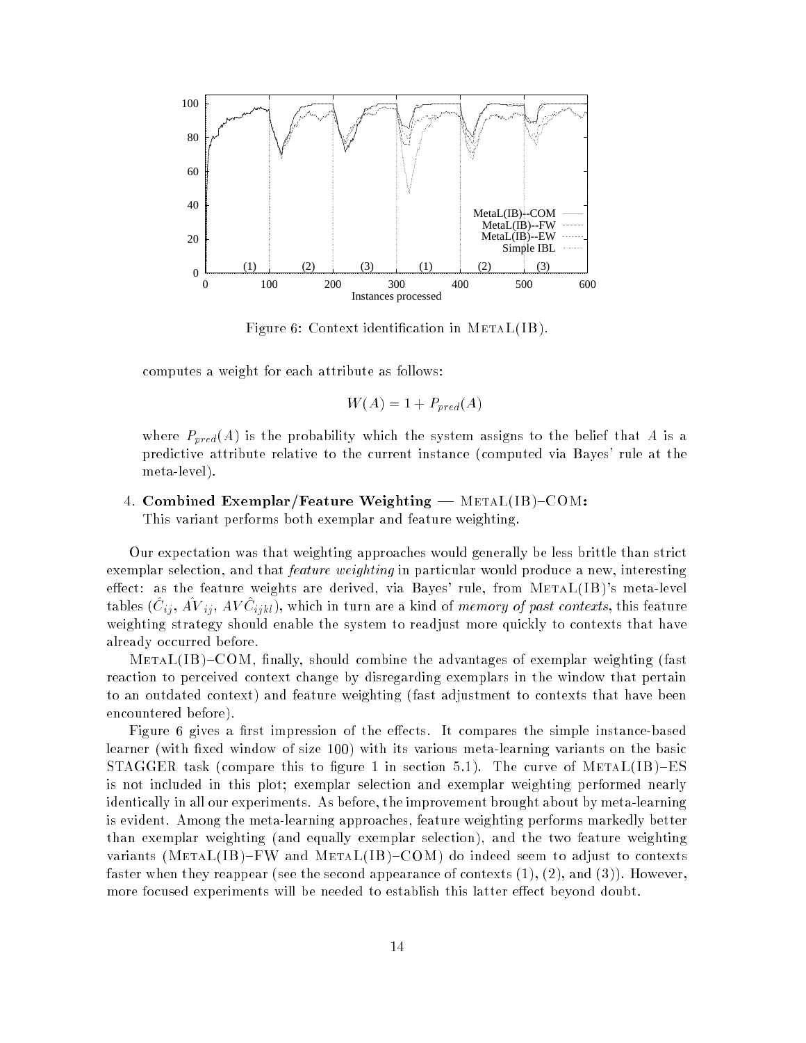Figure 6: Context identification in METAL(IB).

computes a weight for each attribute as follows:

$$W(A) = 1 + P_{pred}(A)$$

where $P_{pred}(A)$ is the probability which the system assigns to the belief that $A$ is a predictive attribute relative to the current instance (computed via Bayes' rule at the meta-level).

4. **Combined Exemplar/Feature Weighting — METAL(IB)–COM:** This variant performs both exemplar and feature weighting.

Our expectation was that weighting approaches would generally be less brittle than strict exemplar selection, and that *feature weighting* in particular would produce a new, interesting effect: as the feature weights are derived, via Bayes' rule, from METAL(IB)'s meta-level tables ($\hat{C}_{ij}$, $\hat{AV}_{ij}$, $\hat{AVC}_{ijkl}$), which in turn are a kind of *memory of past contexts*, this feature weighting strategy should enable the system to readjust more quickly to contexts that have already occurred before.

METAL(IB)–COM, finally, should combine the advantages of exemplar weighting (fast reaction to perceived context change by disregarding exemplars in the window that pertain to an outdated context) and feature weighting (fast adjustment to contexts that have been encountered before).

Figure 6 gives a first impression of the effects. It compares the simple instance-based learner (with fixed window of size 100) with its various meta-learning variants on the basic STAGGER task (compare this to figure 1 in section 5.1). The curve of METAL(IB)–ES is not included in this plot; exemplar selection and exemplar weighting performed nearly identically in all our experiments. As before, the improvement brought about by meta-learning is evident. Among the meta-learning approaches, feature weighting performs markedly better than exemplar weighting (and equally exemplar selection), and the two feature weighting variants (METAL(IB)–FW and METAL(IB)–COM) do indeed seem to adjust to contexts faster when they reappear (see the second appearance of contexts (1), (2), and (3)). However, more focused experiments will be needed to establish this latter effect beyond doubt.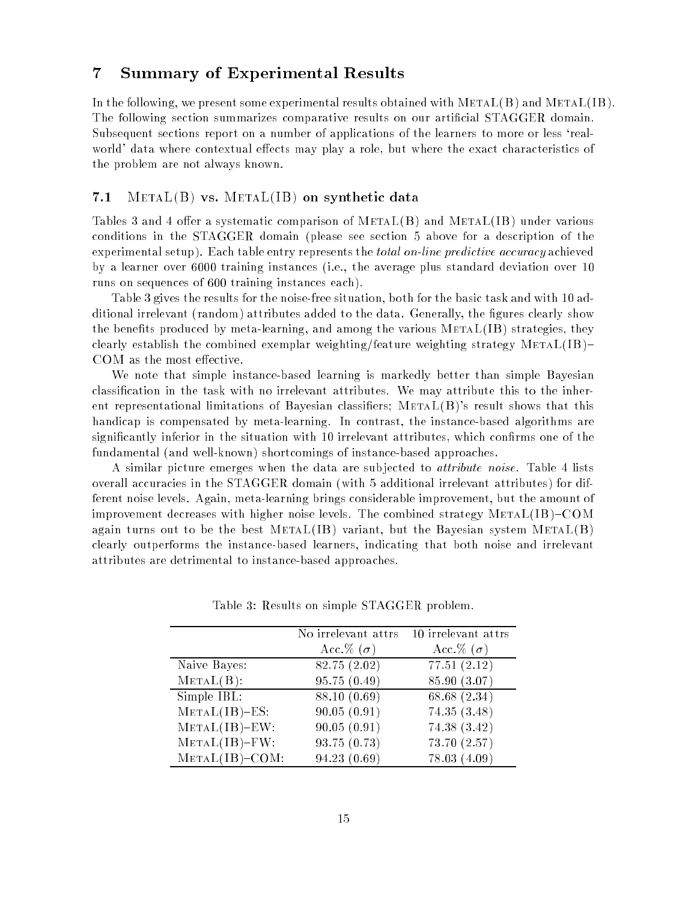## 7 Summary of Experimental Results

In the following, we present some experimental results obtained with MetaL(B) and MetaL(IB). The following section summarizes comparative results on our artificial STAGGER domain. Subsequent sections report on a number of applications of the learners to more or less 'real-world' data where contextual effects may play a role, but where the exact characteristics of the problem are not always known.

### 7.1 MetaL(B) vs. MetaL(IB) on synthetic data

Tables 3 and 4 offer a systematic comparison of MetaL(B) and MetaL(IB) under various conditions in the STAGGER domain (please see section 5 above for a description of the experimental setup). Each table entry represents the *total on-line predictive accuracy* achieved by a learner over 6000 training instances (i.e., the average plus standard deviation over 10 runs on sequences of 600 training instances each).

Table 3 gives the results for the noise-free situation, both for the basic task and with 10 additional irrelevant (random) attributes added to the data. Generally, the figures clearly show the benefits produced by meta-learning, and among the various MetaL(IB) strategies, they clearly establish the combined exemplar weighting/feature weighting strategy MetaL(IB)–COM as the most effective.

We note that simple instance-based learning is markedly better than simple Bayesian classification in the task with no irrelevant attributes. We may attribute this to the inherent representational limitations of Bayesian classifiers; MetaL(B)'s result shows that this handicap is compensated by meta-learning. In contrast, the instance-based algorithms are significantly inferior in the situation with 10 irrelevant attributes, which confirms one of the fundamental (and well-known) shortcomings of instance-based approaches.

A similar picture emerges when the data are subjected to *attribute noise*. Table 4 lists overall accuracies in the STAGGER domain (with 5 additional irrelevant attributes) for different noise levels. Again, meta-learning brings considerable improvement, but the amount of improvement decreases with higher noise levels. The combined strategy MetaL(IB)–COM again turns out to be the best MetaL(IB) variant, but the Bayesian system MetaL(B) clearly outperforms the instance-based learners, indicating that both noise and irrelevant attributes are detrimental to instance-based approaches.

Table 3: Results on simple STAGGER problem.

| | No irrelevant attrs Acc.% ($\sigma$) | 10 irrelevant attrs Acc.% ($\sigma$) |
|---|---|---|
| Naive Bayes: | 82.75 (2.02) | 77.51 (2.12) |
| MetaL(B): | 95.75 (0.49) | 85.90 (3.07) |
| Simple IBL: | 88.10 (0.69) | 68.68 (2.34) |
| MetaL(IB)–ES: | 90.05 (0.91) | 74.35 (3.48) |
| MetaL(IB)–EW: | 90.05 (0.91) | 74.38 (3.42) |
| MetaL(IB)–FW: | 93.75 (0.73) | 73.70 (2.57) |
| MetaL(IB)–COM: | 94.23 (0.69) | 78.03 (4.09) |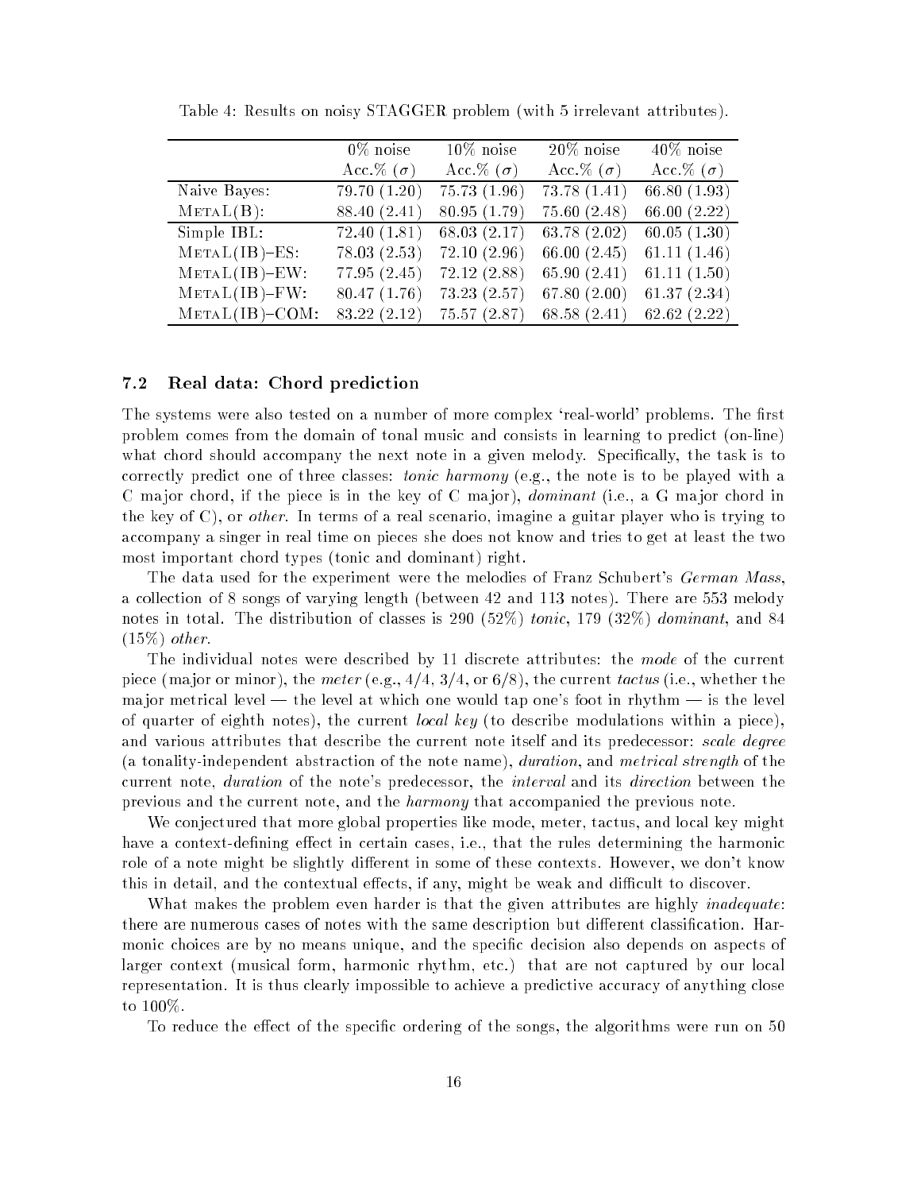Table 4: Results on noisy STAGGER problem (with 5 irrelevant attributes).

| | 0% noise | 10% noise | 20% noise | 40% noise |
|---|---|---|---|---|
| | Acc.% ($\sigma$) | Acc.% ($\sigma$) | Acc.% ($\sigma$) | Acc.% ($\sigma$) |
| Naive Bayes: | 79.70 (1.20) | 75.73 (1.96) | 73.78 (1.41) | 66.80 (1.93) |
| METAL(B): | 88.40 (2.41) | 80.95 (1.79) | 75.60 (2.48) | 66.00 (2.22) |
| Simple IBL: | 72.40 (1.81) | 68.03 (2.17) | 63.78 (2.02) | 60.05 (1.30) |
| METAL(IB)–ES: | 78.03 (2.53) | 72.10 (2.96) | 66.00 (2.45) | 61.11 (1.46) |
| METAL(IB)–EW: | 77.95 (2.45) | 72.12 (2.88) | 65.90 (2.41) | 61.11 (1.50) |
| METAL(IB)–FW: | 80.47 (1.76) | 73.23 (2.57) | 67.80 (2.00) | 61.37 (2.34) |
| METAL(IB)–COM: | 83.22 (2.12) | 75.57 (2.87) | 68.58 (2.41) | 62.62 (2.22) |

### 7.2 Real data: Chord prediction

The systems were also tested on a number of more complex 'real-world' problems. The first problem comes from the domain of tonal music and consists in learning to predict (on-line) what chord should accompany the next note in a given melody. Specifically, the task is to correctly predict one of three classes: *tonic harmony* (e.g., the note is to be played with a C major chord, if the piece is in the key of C major), *dominant* (i.e., a G major chord in the key of C), or *other*. In terms of a real scenario, imagine a guitar player who is trying to accompany a singer in real time on pieces she does not know and tries to get at least the two most important chord types (tonic and dominant) right.

The data used for the experiment were the melodies of Franz Schubert's *German Mass*, a collection of 8 songs of varying length (between 42 and 113 notes). There are 553 melody notes in total. The distribution of classes is 290 (52%) *tonic*, 179 (32%) *dominant*, and 84 (15%) *other*.

The individual notes were described by 11 discrete attributes: the *mode* of the current piece (major or minor), the *meter* (e.g., 4/4, 3/4, or 6/8), the current *tactus* (i.e., whether the major metrical level — the level at which one would tap one's foot in rhythm — is the level of quarter of eighth notes), the current *local key* (to describe modulations within a piece), and various attributes that describe the current note itself and its predecessor: *scale degree* (a tonality-independent abstraction of the note name), *duration*, and *metrical strength* of the current note, *duration* of the note's predecessor, the *interval* and its *direction* between the previous and the current note, and the *harmony* that accompanied the previous note.

We conjectured that more global properties like mode, meter, tactus, and local key might have a context-defining effect in certain cases, i.e., that the rules determining the harmonic role of a note might be slightly different in some of these contexts. However, we don't know this in detail, and the contextual effects, if any, might be weak and difficult to discover.

What makes the problem even harder is that the given attributes are highly *inadequate*: there are numerous cases of notes with the same description but different classification. Harmonic choices are by no means unique, and the specific decision also depends on aspects of larger context (musical form, harmonic rhythm, etc.) that are not captured by our local representation. It is thus clearly impossible to achieve a predictive accuracy of anything close to 100%.

To reduce the effect of the specific ordering of the songs, the algorithms were run on 50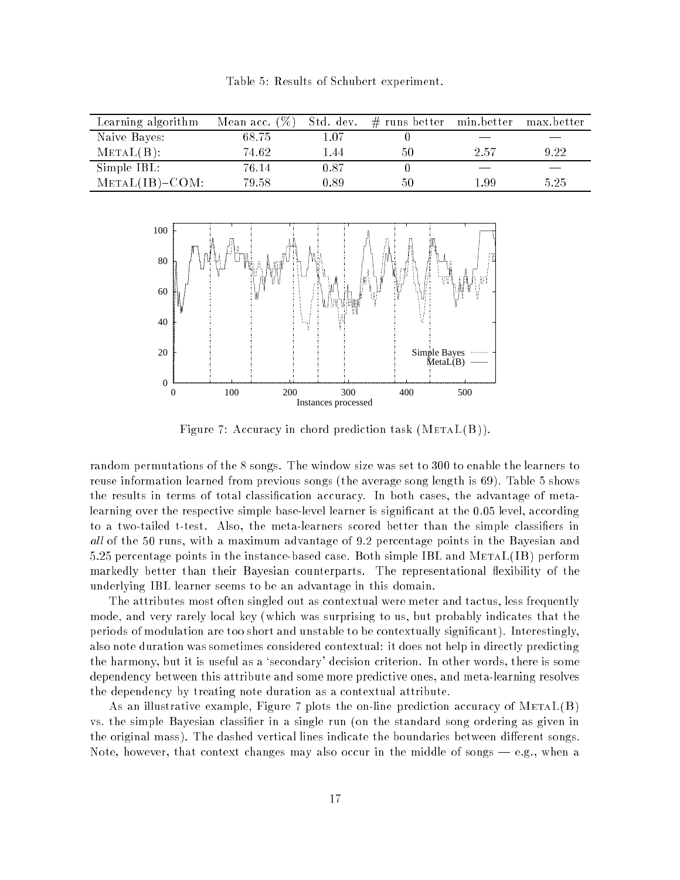Table 5: Results of Schubert experiment.

| Learning algorithm | Mean acc. (%) | Std. dev. | # runs better | min.better | max.better |
| --- | --- | --- | --- | --- | --- |
| Naive Bayes: | 68.75 | 1.07 | 0 | — | — |
| METAL(B): | 74.62 | 1.44 | 50 | 2.57 | 9.22 |
| Simple IBL: | 76.14 | 0.87 | 0 | — | — |
| METAL(IB)–COM: | 79.58 | 0.89 | 50 | 1.99 | 5.25 |

Figure 7: Accuracy in chord prediction task (METAL(B)).

random permutations of the 8 songs. The window size was set to 300 to enable the learners to reuse information learned from previous songs (the average song length is 69). Table 5 shows the results in terms of total classification accuracy. In both cases, the advantage of meta-learning over the respective simple base-level learner is significant at the 0.05 level, according to a two-tailed t-test. Also, the meta-learners scored better than the simple classifiers in *all* of the 50 runs, with a maximum advantage of 9.2 percentage points in the Bayesian and 5.25 percentage points in the instance-based case. Both simple IBL and METAL(IB) perform markedly better than their Bayesian counterparts. The representational flexibility of the underlying IBL learner seems to be an advantage in this domain.

The attributes most often singled out as contextual were meter and tactus, less frequently mode, and very rarely local key (which was surprising to us, but probably indicates that the periods of modulation are too short and unstable to be contextually significant). Interestingly, also note duration was sometimes considered contextual: it does not help in directly predicting the harmony, but it is useful as a 'secondary' decision criterion. In other words, there is some dependency between this attribute and some more predictive ones, and meta-learning resolves the dependency by treating note duration as a contextual attribute.

As an illustrative example, Figure 7 plots the on-line prediction accuracy of METAL(B) vs. the simple Bayesian classifier in a single run (on the standard song ordering as given in the original mass). The dashed vertical lines indicate the boundaries between different songs. Note, however, that context changes may also occur in the middle of songs — e.g., when a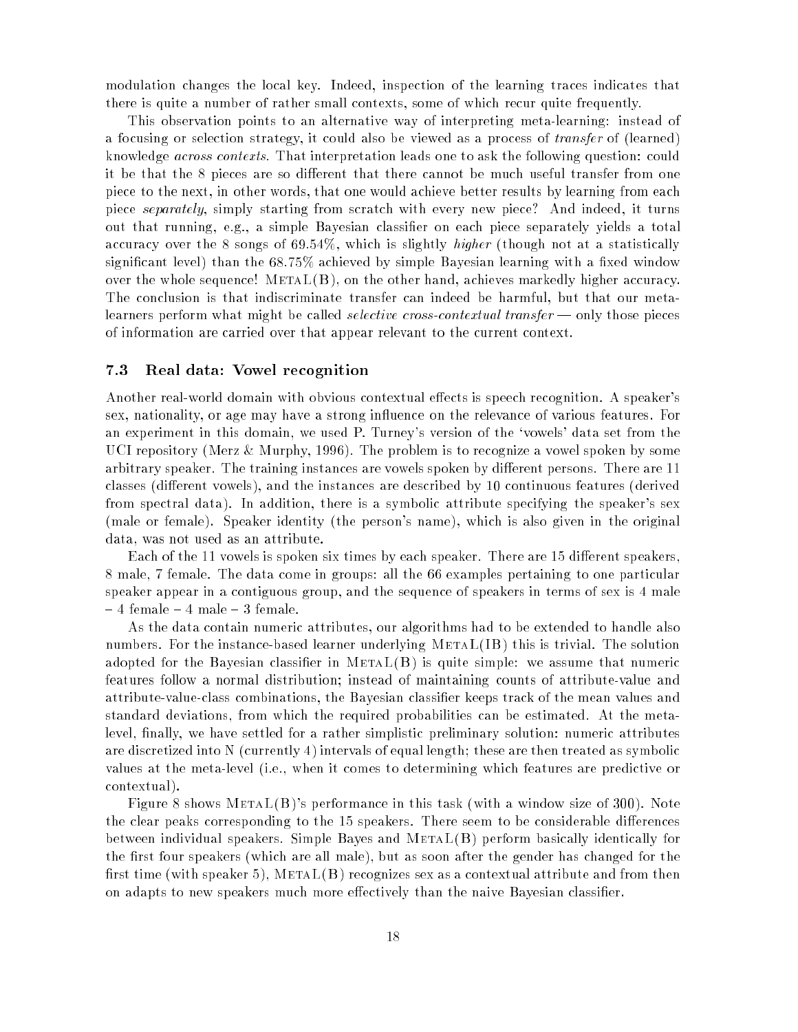modulation changes the local key. Indeed, inspection of the learning traces indicates that there is quite a number of rather small contexts, some of which recur quite frequently.

This observation points to an alternative way of interpreting meta-learning: instead of a focusing or selection strategy, it could also be viewed as a process of *transfer* of (learned) knowledge *across contexts*. That interpretation leads one to ask the following question: could it be that the 8 pieces are so different that there cannot be much useful transfer from one piece to the next, in other words, that one would achieve better results by learning from each piece *separately*, simply starting from scratch with every new piece? And indeed, it turns out that running, e.g., a simple Bayesian classifier on each piece separately yields a total accuracy over the 8 songs of 69.54%, which is slightly *higher* (though not at a statistically significant level) than the 68.75% achieved by simple Bayesian learning with a fixed window over the whole sequence! METAL(B), on the other hand, achieves markedly higher accuracy. The conclusion is that indiscriminate transfer can indeed be harmful, but that our meta-learners perform what might be called *selective cross-contextual transfer* — only those pieces of information are carried over that appear relevant to the current context.

### 7.3 Real data: Vowel recognition

Another real-world domain with obvious contextual effects is speech recognition. A speaker's sex, nationality, or age may have a strong influence on the relevance of various features. For an experiment in this domain, we used P. Turney's version of the 'vowels' data set from the UCI repository (Merz & Murphy, 1996). The problem is to recognize a vowel spoken by some arbitrary speaker. The training instances are vowels spoken by different persons. There are 11 classes (different vowels), and the instances are described by 10 continuous features (derived from spectral data). In addition, there is a symbolic attribute specifying the speaker's sex (male or female). Speaker identity (the person's name), which is also given in the original data, was not used as an attribute.

Each of the 11 vowels is spoken six times by each speaker. There are 15 different speakers, 8 male, 7 female. The data come in groups: all the 66 examples pertaining to one particular speaker appear in a contiguous group, and the sequence of speakers in terms of sex is 4 male – 4 female – 4 male – 3 female.

As the data contain numeric attributes, our algorithms had to be extended to handle also numbers. For the instance-based learner underlying METAL(IB) this is trivial. The solution adopted for the Bayesian classifier in METAL(B) is quite simple: we assume that numeric features follow a normal distribution; instead of maintaining counts of attribute-value and attribute-value-class combinations, the Bayesian classifier keeps track of the mean values and standard deviations, from which the required probabilities can be estimated. At the meta-level, finally, we have settled for a rather simplistic preliminary solution: numeric attributes are discretized into N (currently 4) intervals of equal length; these are then treated as symbolic values at the meta-level (i.e., when it comes to determining which features are predictive or contextual).

Figure 8 shows METAL(B)'s performance in this task (with a window size of 300). Note the clear peaks corresponding to the 15 speakers. There seem to be considerable differences between individual speakers. Simple Bayes and METAL(B) perform basically identically for the first four speakers (which are all male), but as soon after the gender has changed for the first time (with speaker 5), METAL(B) recognizes sex as a contextual attribute and from then on adapts to new speakers much more effectively than the naive Bayesian classifier.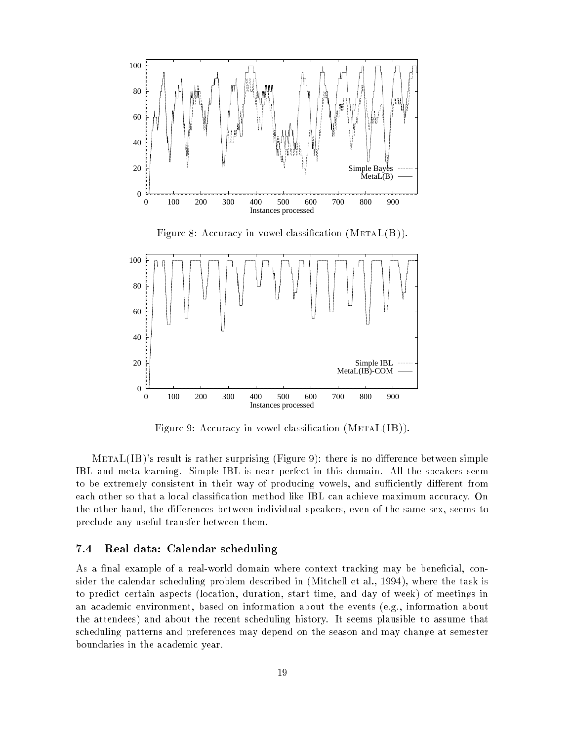Figure 8: Accuracy in vowel classification (MetaL(B)).

Figure 9: Accuracy in vowel classification (MetaL(IB)).

MetaL(IB)'s result is rather surprising (Figure 9): there is no difference between simple IBL and meta-learning. Simple IBL is near perfect in this domain. All the speakers seem to be extremely consistent in their way of producing vowels, and sufficiently different from each other so that a local classification method like IBL can achieve maximum accuracy. On the other hand, the differences between individual speakers, even of the same sex, seems to preclude any useful transfer between them.

### 7.4 Real data: Calendar scheduling

As a final example of a real-world domain where context tracking may be beneficial, consider the calendar scheduling problem described in (Mitchell et al., 1994), where the task is to predict certain aspects (location, duration, start time, and day of week) of meetings in an academic environment, based on information about the events (e.g., information about the attendees) and about the recent scheduling history. It seems plausible to assume that scheduling patterns and preferences may depend on the season and may change at semester boundaries in the academic year.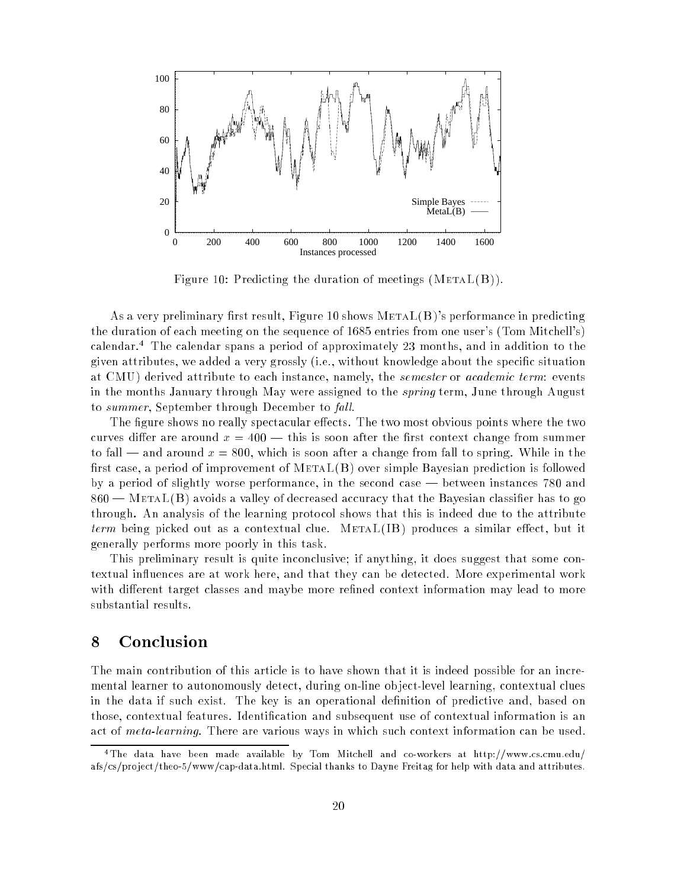Figure 10: Predicting the duration of meetings (METAL(B)).

As a very preliminary first result, Figure 10 shows METAL(B)'s performance in predicting the duration of each meeting on the sequence of 1685 entries from one user's (Tom Mitchell's) calendar.[4] The calendar spans a period of approximately 23 months, and in addition to the given attributes, we added a very grossly (i.e., without knowledge about the specific situation at CMU) derived attribute to each instance, namely, the *semester* or *academic term*: events in the months January through May were assigned to the *spring* term, June through August to *summer*, September through December to *fall*.

The figure shows no really spectacular effects. The two most obvious points where the two curves differ are around $x = 400$ — this is soon after the first context change from summer to fall — and around $x = 800$, which is soon after a change from fall to spring. While in the first case, a period of improvement of METAL(B) over simple Bayesian prediction is followed by a period of slightly worse performance, in the second case — between instances 780 and 860 — METAL(B) avoids a valley of decreased accuracy that the Bayesian classifier has to go through. An analysis of the learning protocol shows that this is indeed due to the attribute *term* being picked out as a contextual clue. METAL(IB) produces a similar effect, but it generally performs more poorly in this task.

This preliminary result is quite inconclusive; if anything, it does suggest that some contextual influences are at work here, and that they can be detected. More experimental work with different target classes and maybe more refined context information may lead to more substantial results.

## 8 Conclusion

The main contribution of this article is to have shown that it is indeed possible for an incremental learner to autonomously detect, during on-line object-level learning, contextual clues in the data if such exist. The key is an operational definition of predictive and, based on those, contextual features. Identification and subsequent use of contextual information is an act of *meta-learning*. There are various ways in which such context information can be used.

[4] The data have been made available by Tom Mitchell and co-workers at http://www.cs.cmu.edu/afs/cs/project/theo-5/www/cap-data.html. Special thanks to Dayne Freitag for help with data and attributes.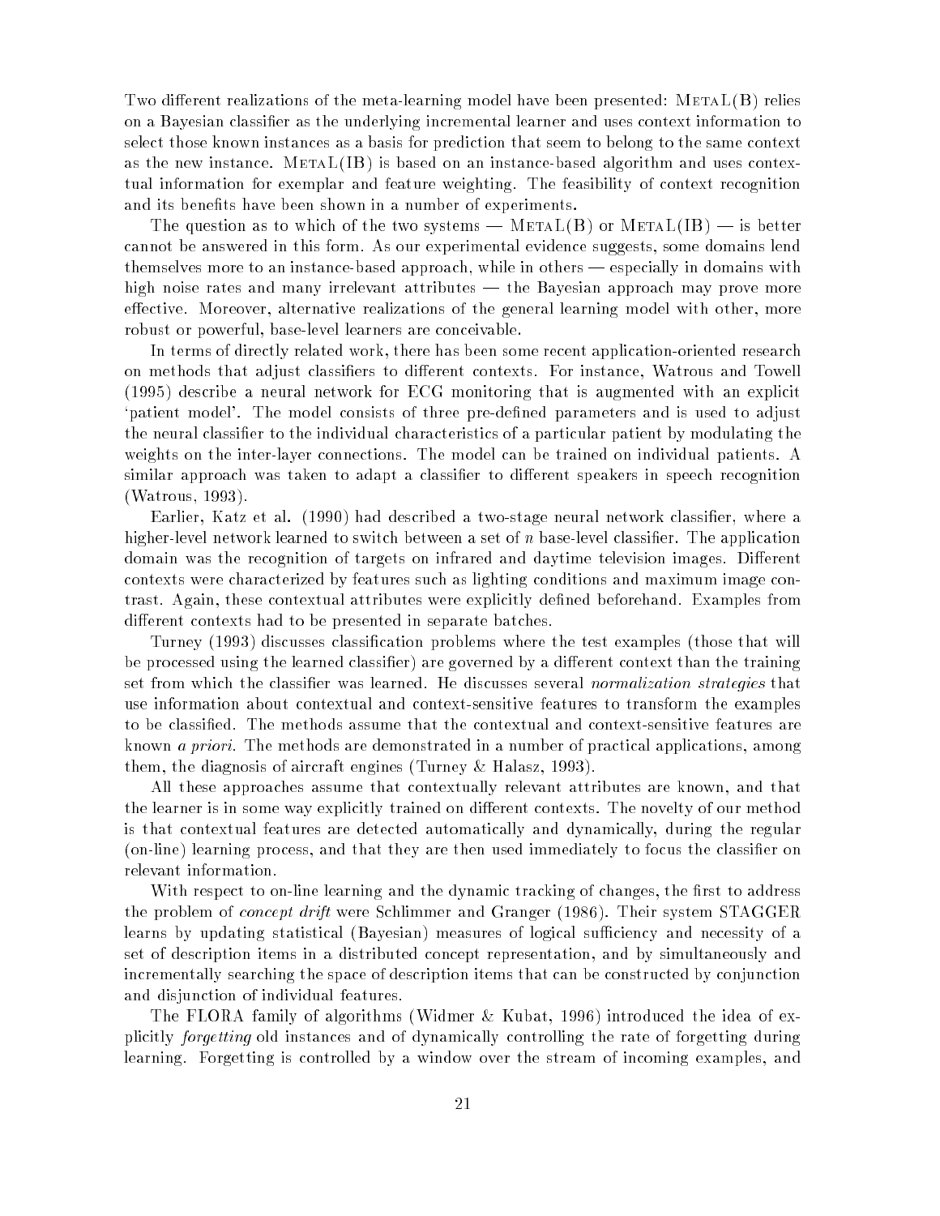Two different realizations of the meta-learning model have been presented: MetaL(B) relies on a Bayesian classifier as the underlying incremental learner and uses context information to select those known instances as a basis for prediction that seem to belong to the same context as the new instance. MetaL(IB) is based on an instance-based algorithm and uses contextual information for exemplar and feature weighting. The feasibility of context recognition and its benefits have been shown in a number of experiments.

The question as to which of the two systems — MetaL(B) or MetaL(IB) — is better cannot be answered in this form. As our experimental evidence suggests, some domains lend themselves more to an instance-based approach, while in others — especially in domains with high noise rates and many irrelevant attributes — the Bayesian approach may prove more effective. Moreover, alternative realizations of the general learning model with other, more robust or powerful, base-level learners are conceivable.

In terms of directly related work, there has been some recent application-oriented research on methods that adjust classifiers to different contexts. For instance, Watrous and Towell (1995) describe a neural network for ECG monitoring that is augmented with an explicit 'patient model'. The model consists of three pre-defined parameters and is used to adjust the neural classifier to the individual characteristics of a particular patient by modulating the weights on the inter-layer connections. The model can be trained on individual patients. A similar approach was taken to adapt a classifier to different speakers in speech recognition (Watrous, 1993).

Earlier, Katz et al. (1990) had described a two-stage neural network classifier, where a higher-level network learned to switch between a set of $n$ base-level classifier. The application domain was the recognition of targets on infrared and daytime television images. Different contexts were characterized by features such as lighting conditions and maximum image contrast. Again, these contextual attributes were explicitly defined beforehand. Examples from different contexts had to be presented in separate batches.

Turney (1993) discusses classification problems where the test examples (those that will be processed using the learned classifier) are governed by a different context than the training set from which the classifier was learned. He discusses several *normalization strategies* that use information about contextual and context-sensitive features to transform the examples to be classified. The methods assume that the contextual and context-sensitive features are known *a priori*. The methods are demonstrated in a number of practical applications, among them, the diagnosis of aircraft engines (Turney & Halasz, 1993).

All these approaches assume that contextually relevant attributes are known, and that the learner is in some way explicitly trained on different contexts. The novelty of our method is that contextual features are detected automatically and dynamically, during the regular (on-line) learning process, and that they are then used immediately to focus the classifier on relevant information.

With respect to on-line learning and the dynamic tracking of changes, the first to address the problem of *concept drift* were Schlimmer and Granger (1986). Their system STAGGER learns by updating statistical (Bayesian) measures of logical sufficiency and necessity of a set of description items in a distributed concept representation, and by simultaneously and incrementally searching the space of description items that can be constructed by conjunction and disjunction of individual features.

The FLORA family of algorithms (Widmer & Kubat, 1996) introduced the idea of explicitly *forgetting* old instances and of dynamically controlling the rate of forgetting during learning. Forgetting is controlled by a window over the stream of incoming examples, and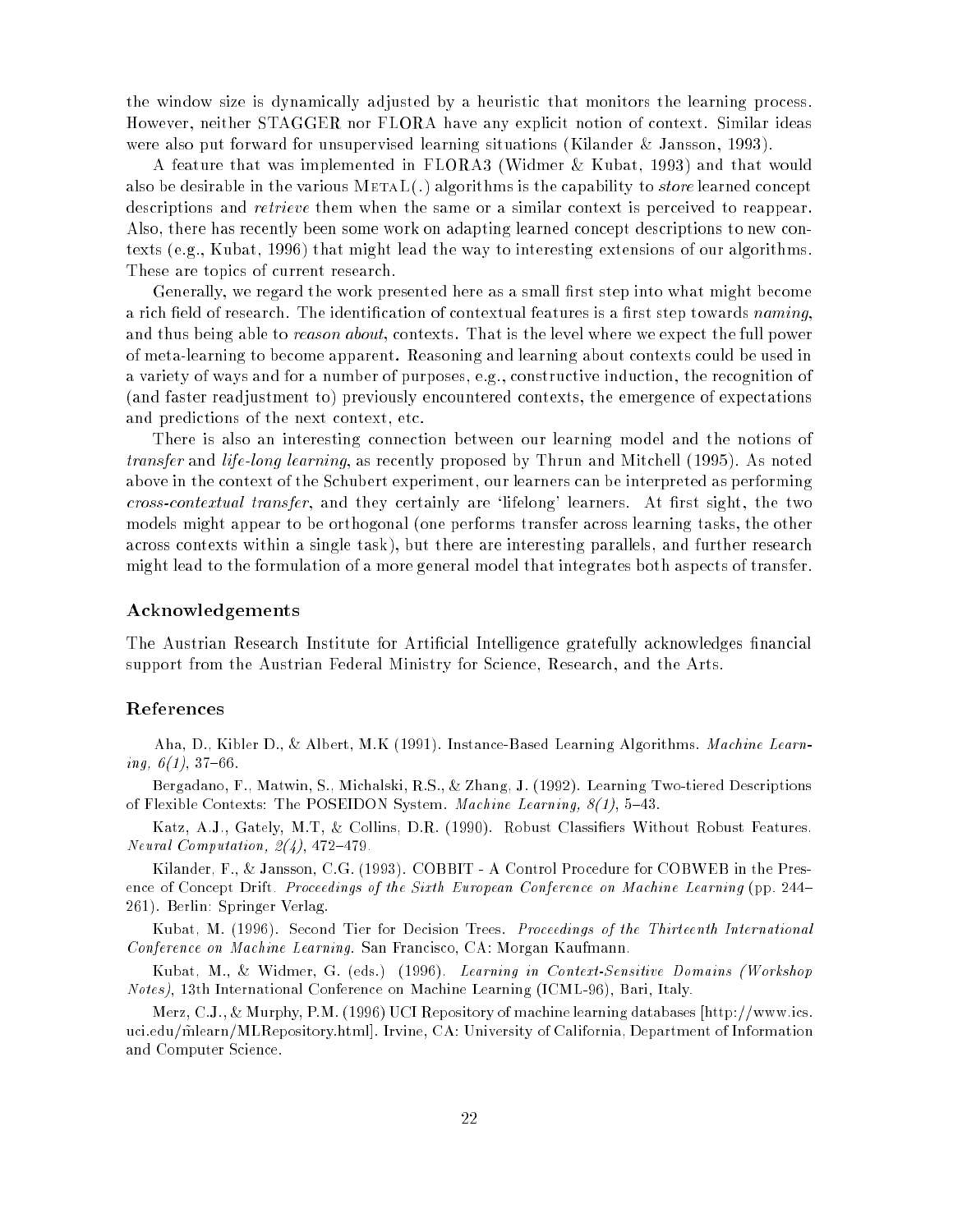the window size is dynamically adjusted by a heuristic that monitors the learning process. However, neither STAGGER nor FLORA have any explicit notion of context. Similar ideas were also put forward for unsupervised learning situations (Kilander & Jansson, 1993).

A feature that was implemented in FLORA3 (Widmer & Kubat, 1993) and that would also be desirable in the various METAL(.) algorithms is the capability to *store* learned concept descriptions and *retrieve* them when the same or a similar context is perceived to reappear. Also, there has recently been some work on adapting learned concept descriptions to new contexts (e.g., Kubat, 1996) that might lead the way to interesting extensions of our algorithms. These are topics of current research.

Generally, we regard the work presented here as a small first step into what might become a rich field of research. The identification of contextual features is a first step towards *naming*, and thus being able to *reason about*, contexts. That is the level where we expect the full power of meta-learning to become apparent. Reasoning and learning about contexts could be used in a variety of ways and for a number of purposes, e.g., constructive induction, the recognition of (and faster readjustment to) previously encountered contexts, the emergence of expectations and predictions of the next context, etc.

There is also an interesting connection between our learning model and the notions of *transfer* and *life-long learning*, as recently proposed by Thrun and Mitchell (1995). As noted above in the context of the Schubert experiment, our learners can be interpreted as performing *cross-contextual transfer*, and they certainly are 'lifelong' learners. At first sight, the two models might appear to be orthogonal (one performs transfer across learning tasks, the other across contexts within a single task), but there are interesting parallels, and further research might lead to the formulation of a more general model that integrates both aspects of transfer.

## Acknowledgements

The Austrian Research Institute for Artificial Intelligence gratefully acknowledges financial support from the Austrian Federal Ministry for Science, Research, and the Arts.

## References

Aha, D., Kibler D., & Albert, M.K (1991). Instance-Based Learning Algorithms. *Machine Learning, 6(1)*, 37–66.

Bergadano, F., Matwin, S., Michalski, R.S., & Zhang, J. (1992). Learning Two-tiered Descriptions of Flexible Contexts: The POSEIDON System. *Machine Learning, 8(1)*, 5–43.

Katz, A.J., Gately, M.T, & Collins, D.R. (1990). Robust Classifiers Without Robust Features. *Neural Computation, 2(4)*, 472–479.

Kilander, F., & Jansson, C.G. (1993). COBBIT - A Control Procedure for COBWEB in the Presence of Concept Drift. *Proceedings of the Sixth European Conference on Machine Learning* (pp. 244–261). Berlin: Springer Verlag.

Kubat, M. (1996). Second Tier for Decision Trees. *Proceedings of the Thirteenth International Conference on Machine Learning*. San Francisco, CA: Morgan Kaufmann.

Kubat, M., & Widmer, G. (eds.) (1996). *Learning in Context-Sensitive Domains (Workshop Notes)*, 13th International Conference on Machine Learning (ICML-96), Bari, Italy.

Merz, C.J., & Murphy, P.M. (1996) UCI Repository of machine learning databases [http://www.ics.uci.edu/~mlearn/MLRepository.html]. Irvine, CA: University of California, Department of Information and Computer Science.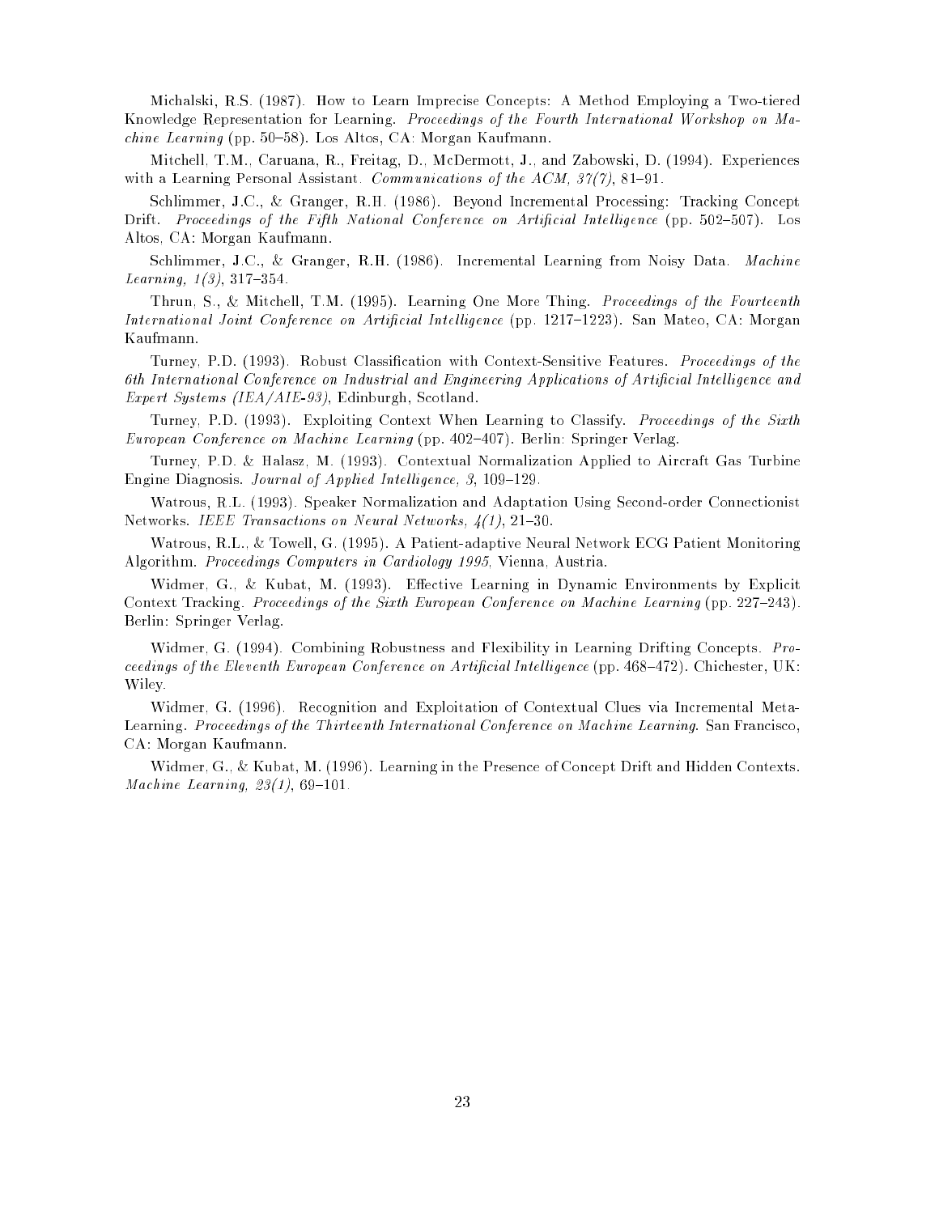Michalski, R.S. (1987). How to Learn Imprecise Concepts: A Method Employing a Two-tiered Knowledge Representation for Learning. *Proceedings of the Fourth International Workshop on Machine Learning* (pp. 50–58). Los Altos, CA: Morgan Kaufmann.

Mitchell, T.M., Caruana, R., Freitag, D., McDermott, J., and Zabowski, D. (1994). Experiences with a Learning Personal Assistant. *Communications of the ACM, 37(7)*, 81–91.

Schlimmer, J.C., & Granger, R.H. (1986). Beyond Incremental Processing: Tracking Concept Drift. *Proceedings of the Fifth National Conference on Artificial Intelligence* (pp. 502–507). Los Altos, CA: Morgan Kaufmann.

Schlimmer, J.C., & Granger, R.H. (1986). Incremental Learning from Noisy Data. *Machine Learning, 1(3)*, 317–354.

Thrun, S., & Mitchell, T.M. (1995). Learning One More Thing. *Proceedings of the Fourteenth International Joint Conference on Artificial Intelligence* (pp. 1217–1223). San Mateo, CA: Morgan Kaufmann.

Turney, P.D. (1993). Robust Classification with Context-Sensitive Features. *Proceedings of the 6th International Conference on Industrial and Engineering Applications of Artificial Intelligence and Expert Systems (IEA/AIE-93)*, Edinburgh, Scotland.

Turney, P.D. (1993). Exploiting Context When Learning to Classify. *Proceedings of the Sixth European Conference on Machine Learning* (pp. 402–407). Berlin: Springer Verlag.

Turney, P.D. & Halasz, M. (1993). Contextual Normalization Applied to Aircraft Gas Turbine Engine Diagnosis. *Journal of Applied Intelligence, 3*, 109–129.

Watrous, R.L. (1993). Speaker Normalization and Adaptation Using Second-order Connectionist Networks. *IEEE Transactions on Neural Networks, 4(1)*, 21–30.

Watrous, R.L., & Towell, G. (1995). A Patient-adaptive Neural Network ECG Patient Monitoring Algorithm. *Proceedings Computers in Cardiology 1995*, Vienna, Austria.

Widmer, G., & Kubat, M. (1993). Effective Learning in Dynamic Environments by Explicit Context Tracking. *Proceedings of the Sixth European Conference on Machine Learning* (pp. 227–243). Berlin: Springer Verlag.

Widmer, G. (1994). Combining Robustness and Flexibility in Learning Drifting Concepts. *Proceedings of the Eleventh European Conference on Artificial Intelligence* (pp. 468–472). Chichester, UK: Wiley.

Widmer, G. (1996). Recognition and Exploitation of Contextual Clues via Incremental Meta-Learning. *Proceedings of the Thirteenth International Conference on Machine Learning*. San Francisco, CA: Morgan Kaufmann.

Widmer, G., & Kubat, M. (1996). Learning in the Presence of Concept Drift and Hidden Contexts. *Machine Learning, 23(1)*, 69–101.